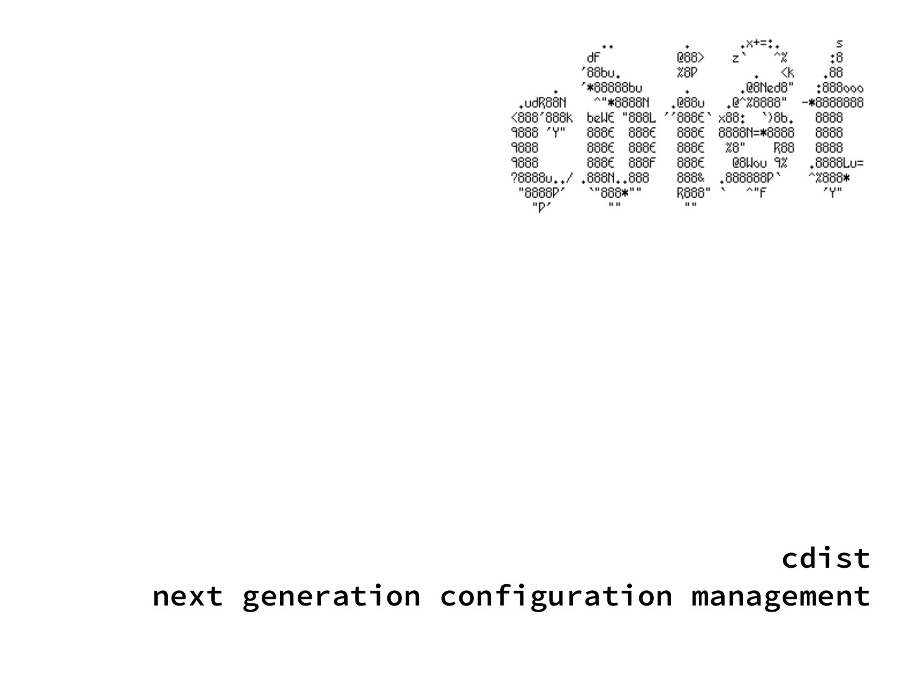```
                     ..             .        .x+=:.        s
                    dF             @88>     z`    ^%      :8
                   '88bu.          %8P         .   <k    .88
                   '*88888bu        .        .@8Ned8"   :888ooo
         .udR88N    ^"*8888N      .@88u    .@^%8888"  -*8888888
        <888'888k  beWE "888L   ''888E` x88:  `)8b.   8888
        9888 'Y"   888E  888E    888E  8888N=*8888    8888
        9888       888E  888E    888E   %8"    R88    8888
        9888       888E  888F    888E    @8Wou 9%    .8888Lu=
        ?8888u../ .888N..888     888&  .888888P`     ^%888*
         "8888P'   `"888*""      R888" `   ^"F         'Y"
           "P'        ""          ""
```

**cdist**

**next generation configuration management**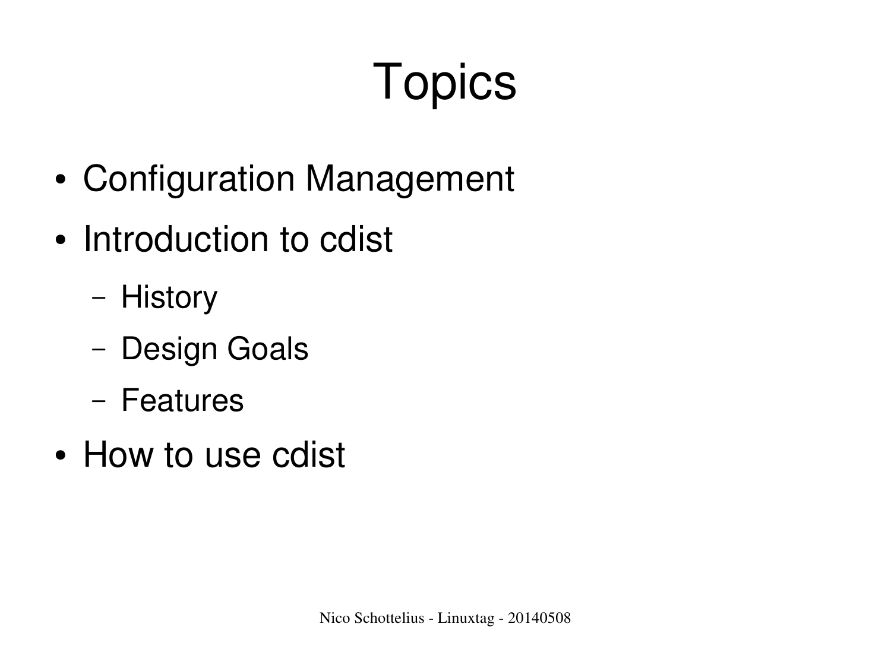# Topics

- Configuration Management
- Introduction to cdist
  - History
  - Design Goals
  - Features
- How to use cdist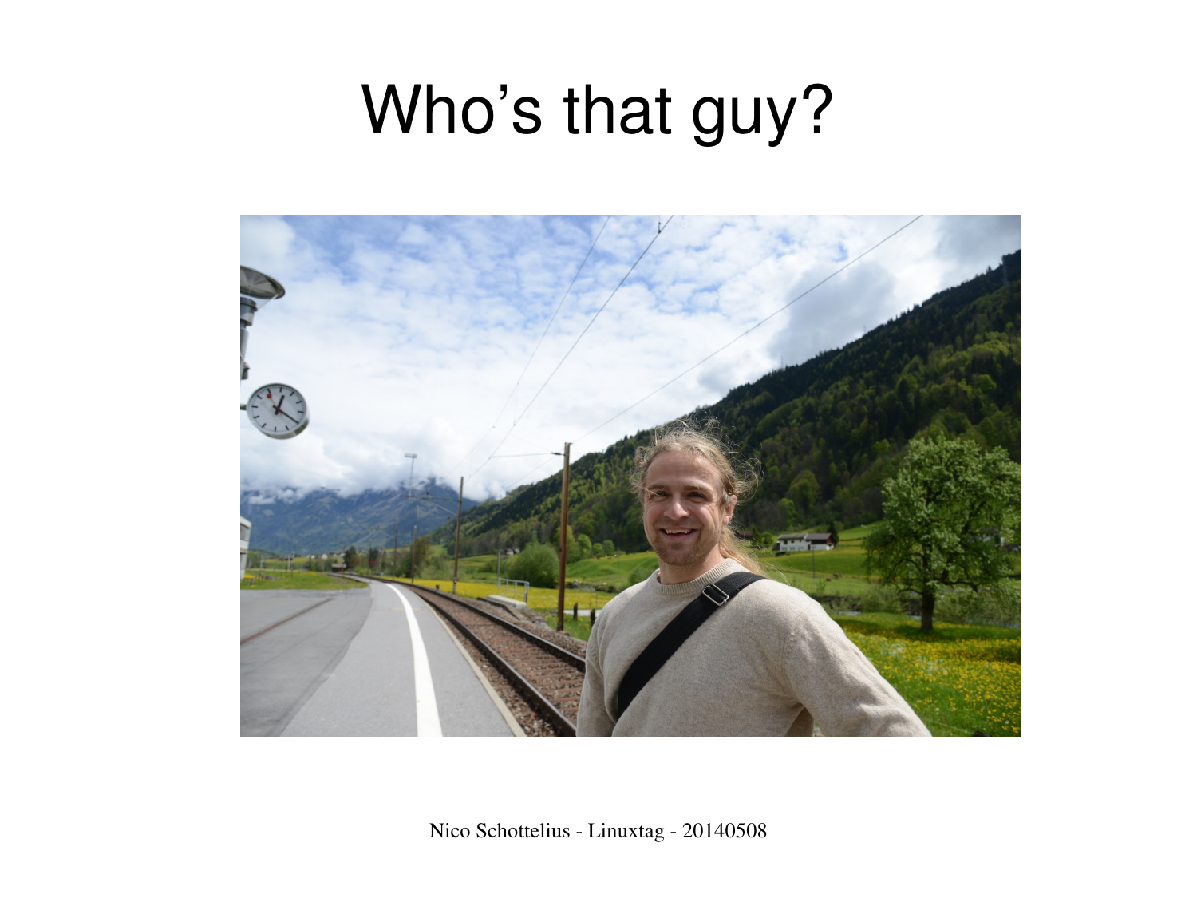# Who's that guy?

Nico Schottelius - Linuxtag - 20140508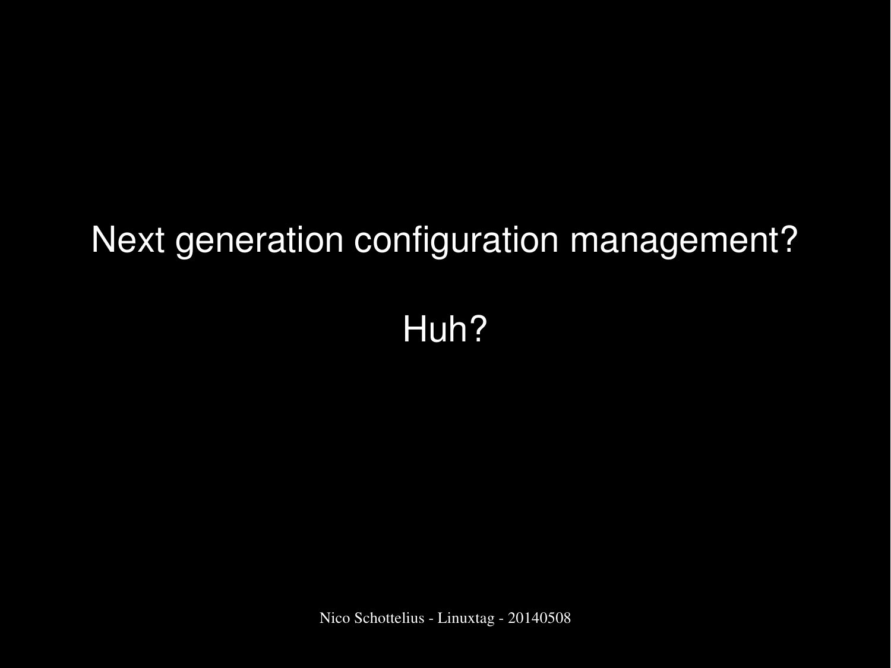Next generation configuration management?

Huh?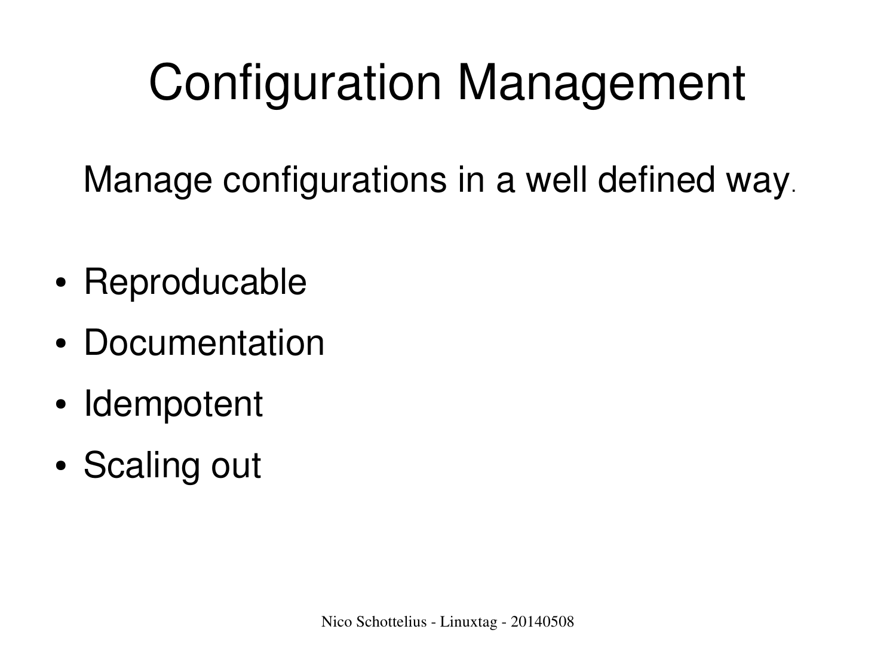# Configuration Management

Manage configurations in a well defined way.

- Reproducable
- Documentation
- Idempotent
- Scaling out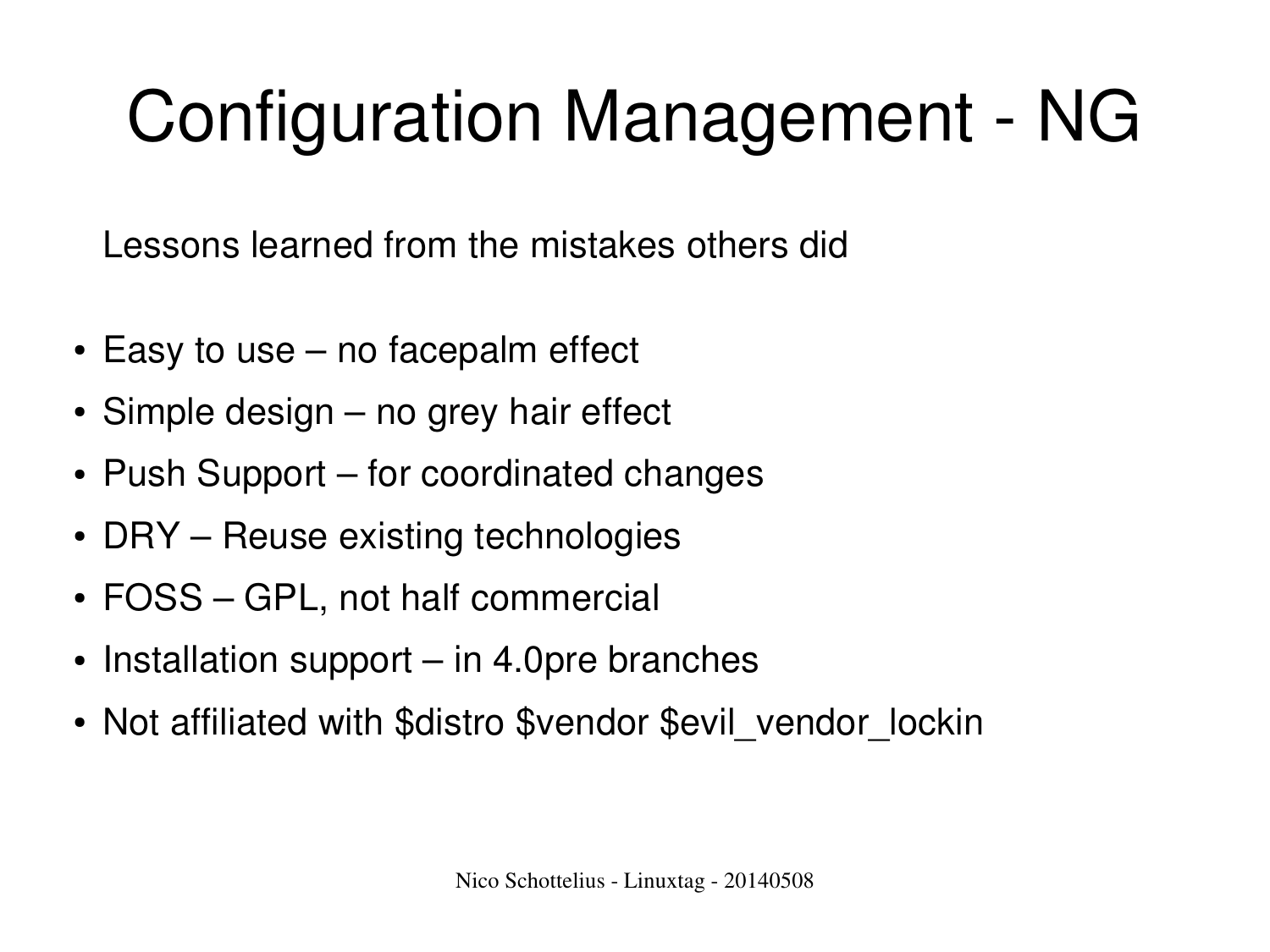# Configuration Management - NG

Lessons learned from the mistakes others did

- Easy to use – no facepalm effect
- Simple design – no grey hair effect
- Push Support – for coordinated changes
- DRY – Reuse existing technologies
- FOSS – GPL, not half commercial
- Installation support – in 4.0pre branches
- Not affiliated with $distro $vendor $evil_vendor_lockin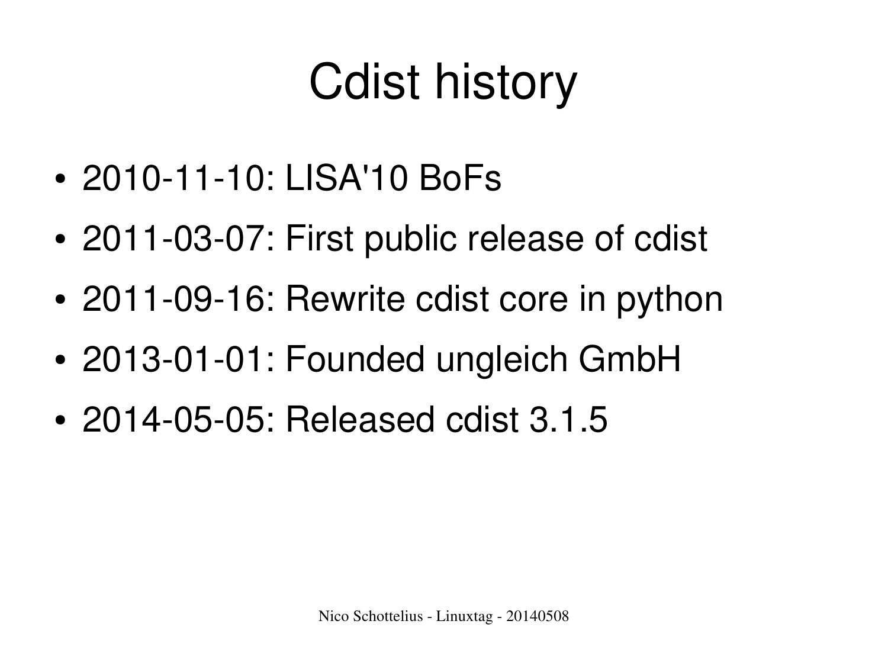# Cdist history

- 2010-11-10: LISA'10 BoFs
- 2011-03-07: First public release of cdist
- 2011-09-16: Rewrite cdist core in python
- 2013-01-01: Founded ungleich GmbH
- 2014-05-05: Released cdist 3.1.5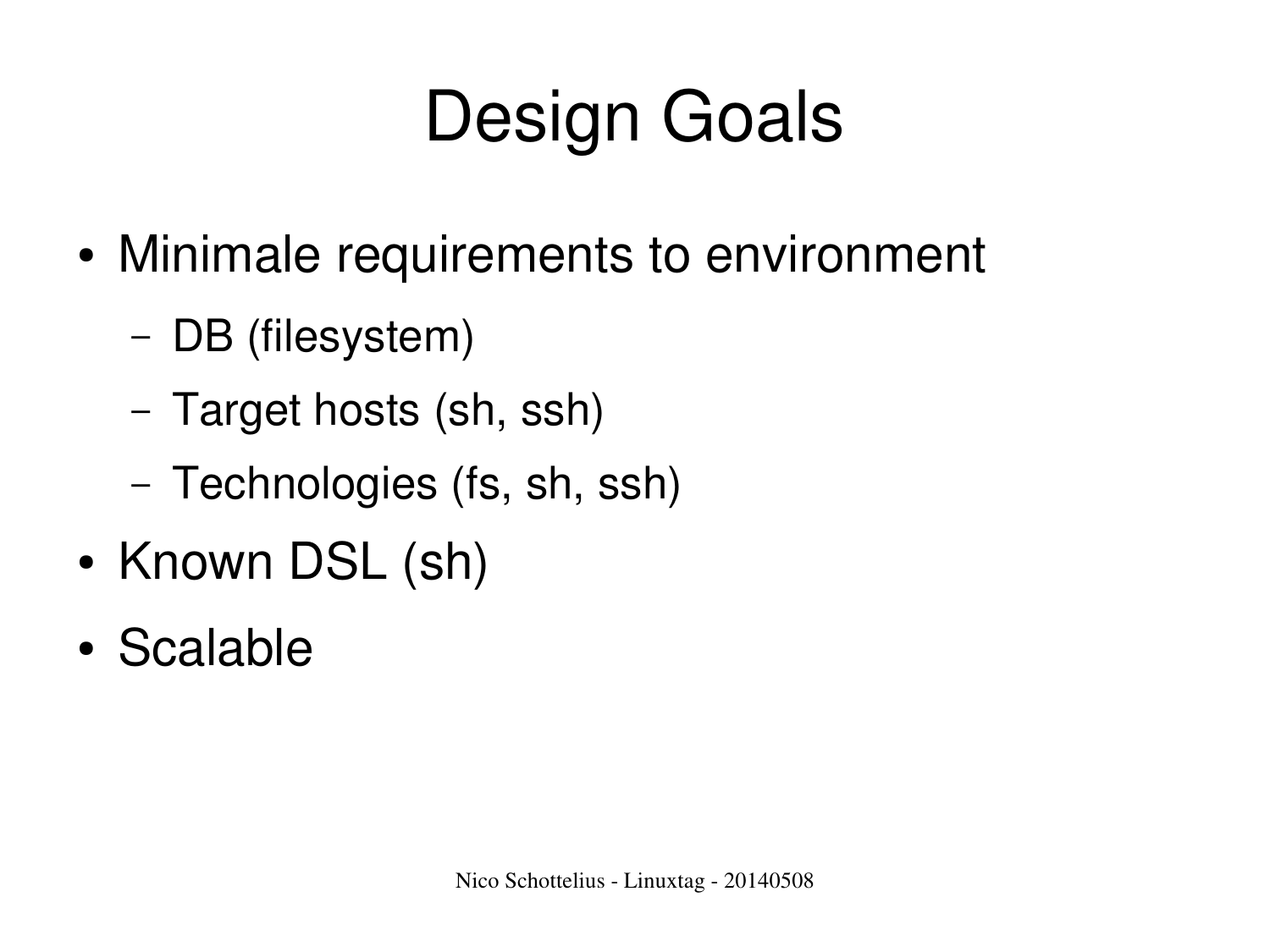# Design Goals

- Minimale requirements to environment
  - DB (filesystem)
  - Target hosts (sh, ssh)
  - Technologies (fs, sh, ssh)
- Known DSL (sh)
- Scalable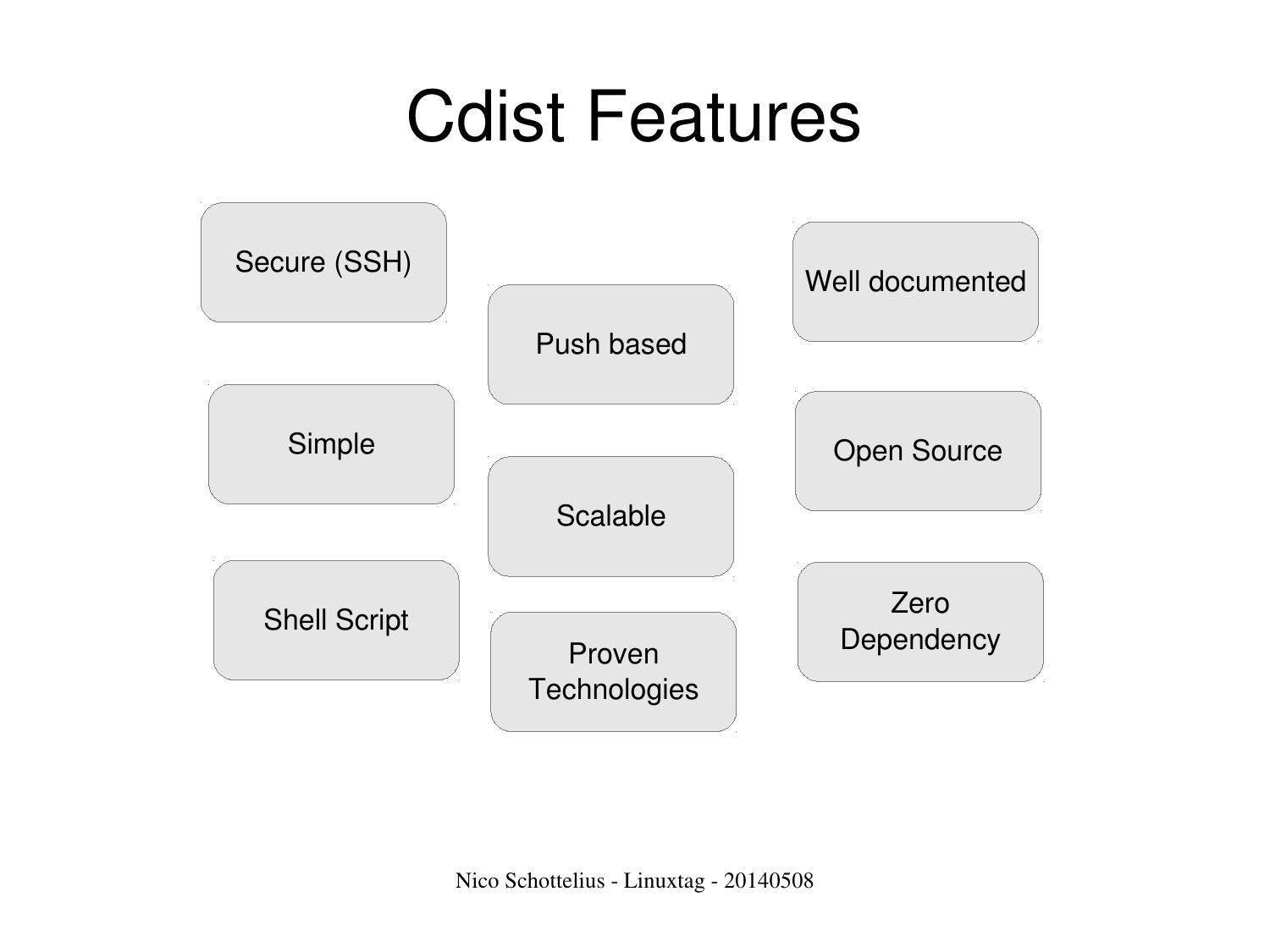# Cdist Features

- Secure (SSH)
- Simple
- Shell Script
- Push based
- Scalable
- Proven Technologies
- Well documented
- Open Source
- Zero Dependency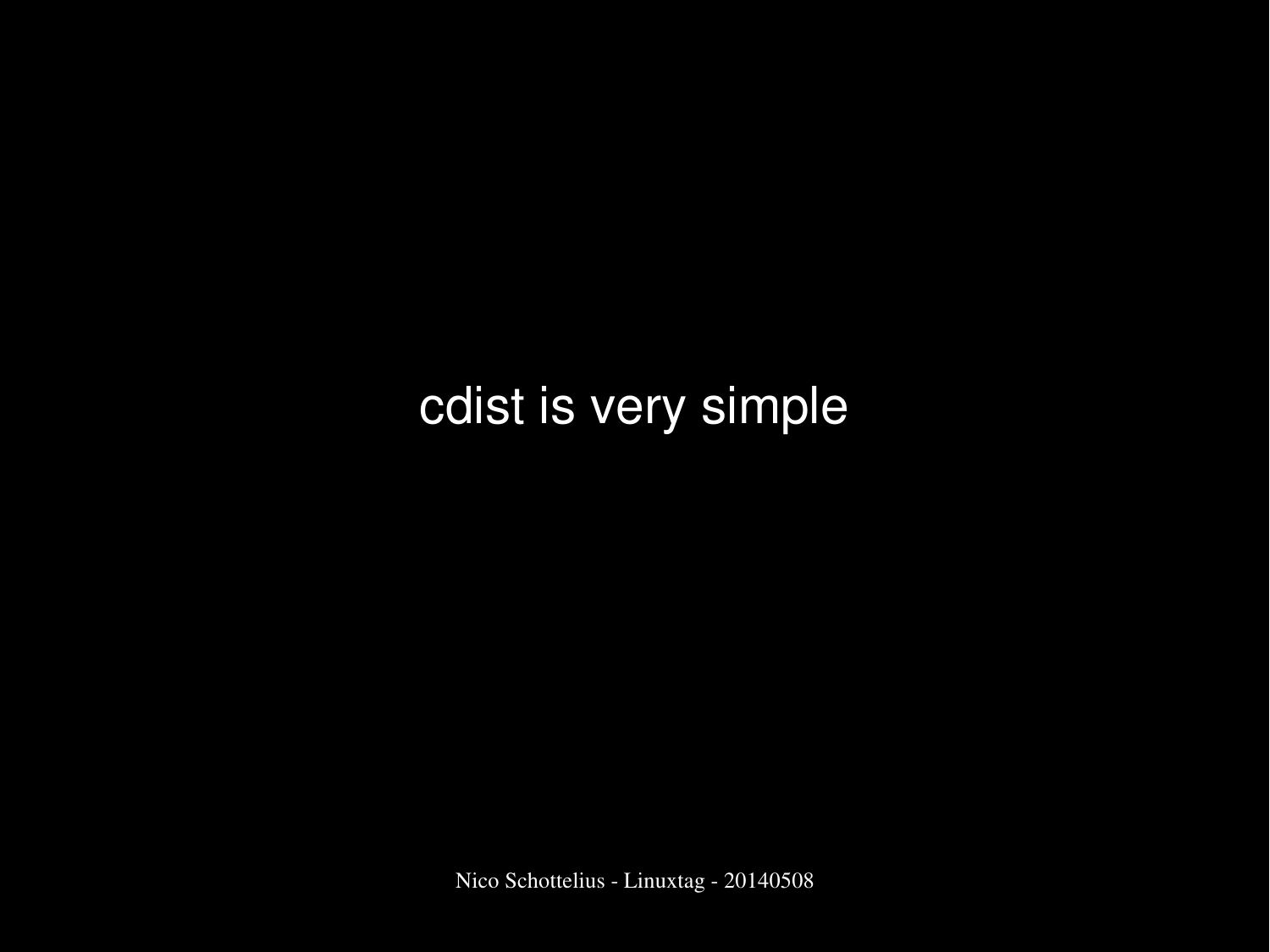cdist is very simple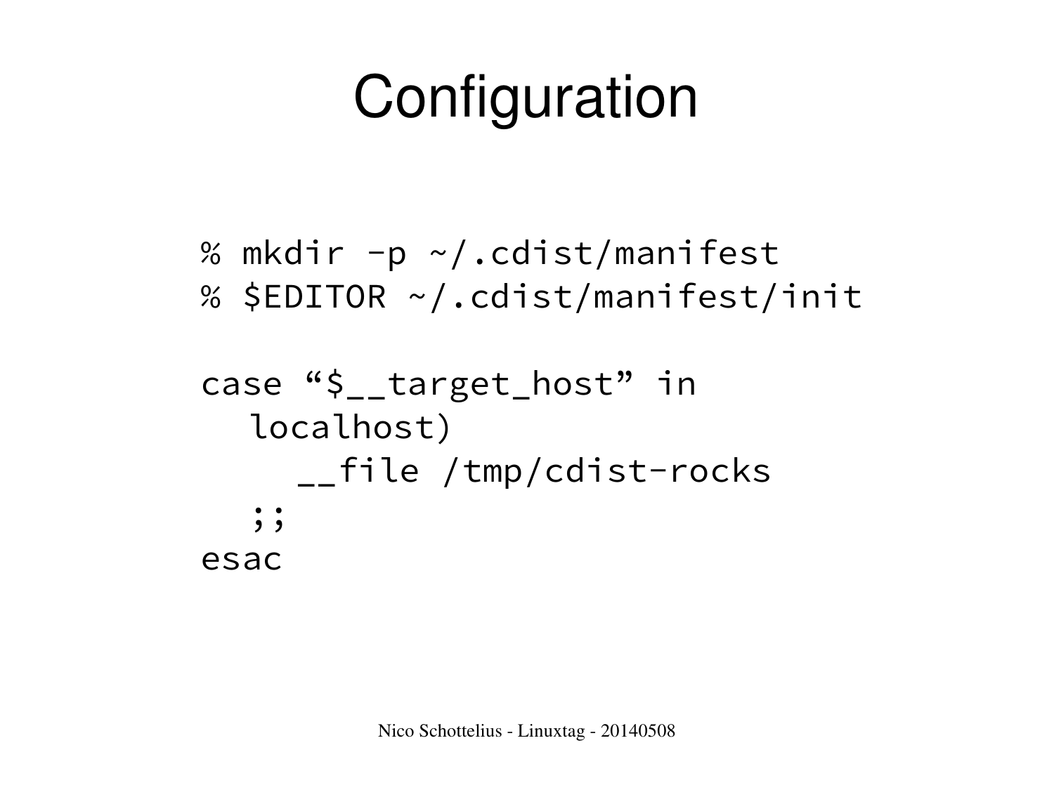# Configuration

```
% mkdir -p ~/.cdist/manifest
% $EDITOR ~/.cdist/manifest/init

case “$__target_host” in
   localhost)
      __file /tmp/cdist-rocks
   ;;
esac
```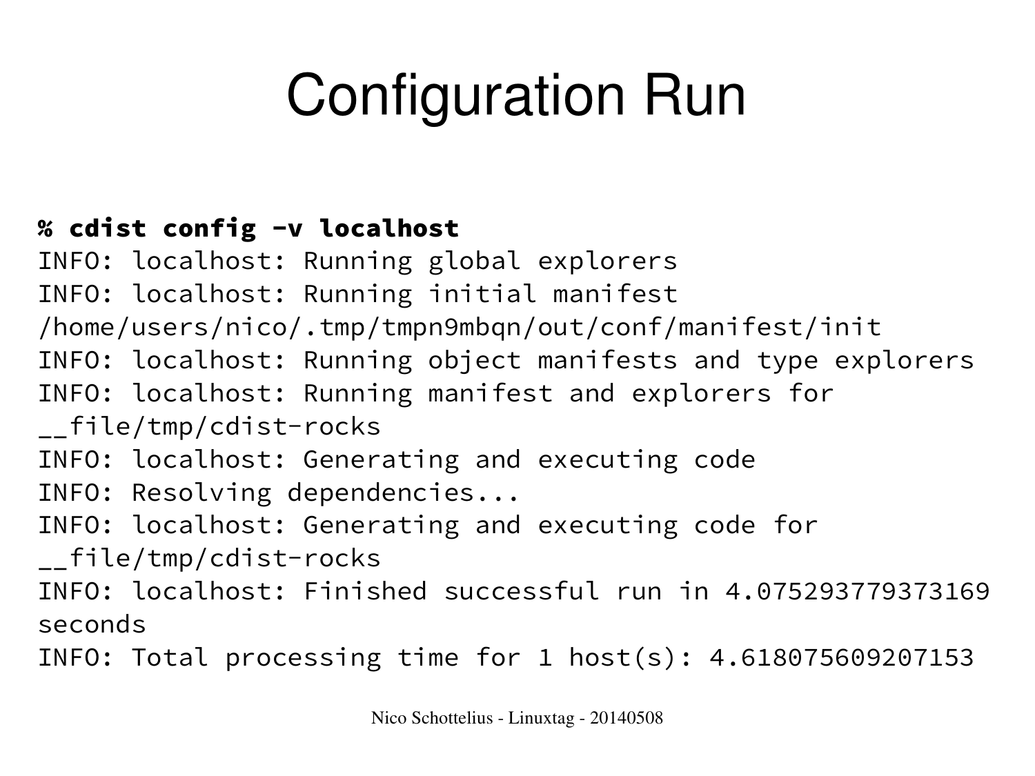# Configuration Run

```
% cdist config -v localhost
INFO: localhost: Running global explorers
INFO: localhost: Running initial manifest
/home/users/nico/.tmp/tmpn9mbqn/out/conf/manifest/init
INFO: localhost: Running object manifests and type explorers
INFO: localhost: Running manifest and explorers for
__file/tmp/cdist-rocks
INFO: localhost: Generating and executing code
INFO: Resolving dependencies...
INFO: localhost: Generating and executing code for
__file/tmp/cdist-rocks
INFO: localhost: Finished successful run in 4.075293779373169
seconds
INFO: Total processing time for 1 host(s): 4.618075609207153
```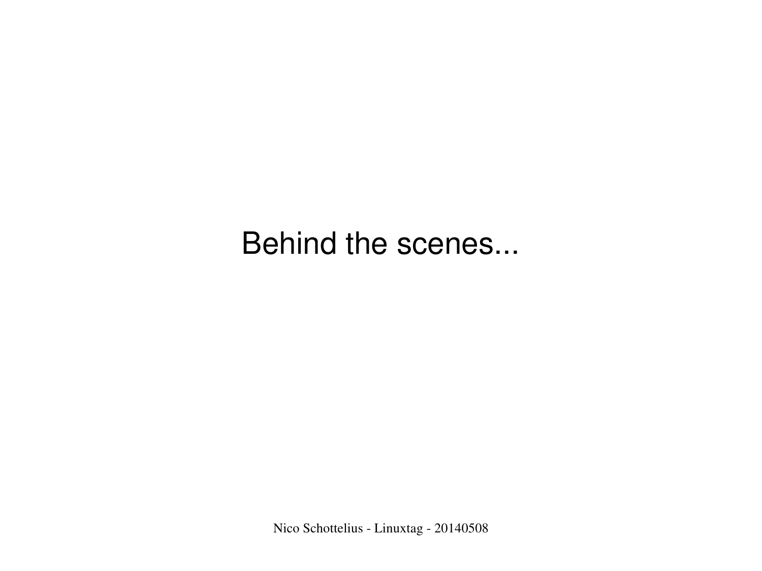# Behind the scenes...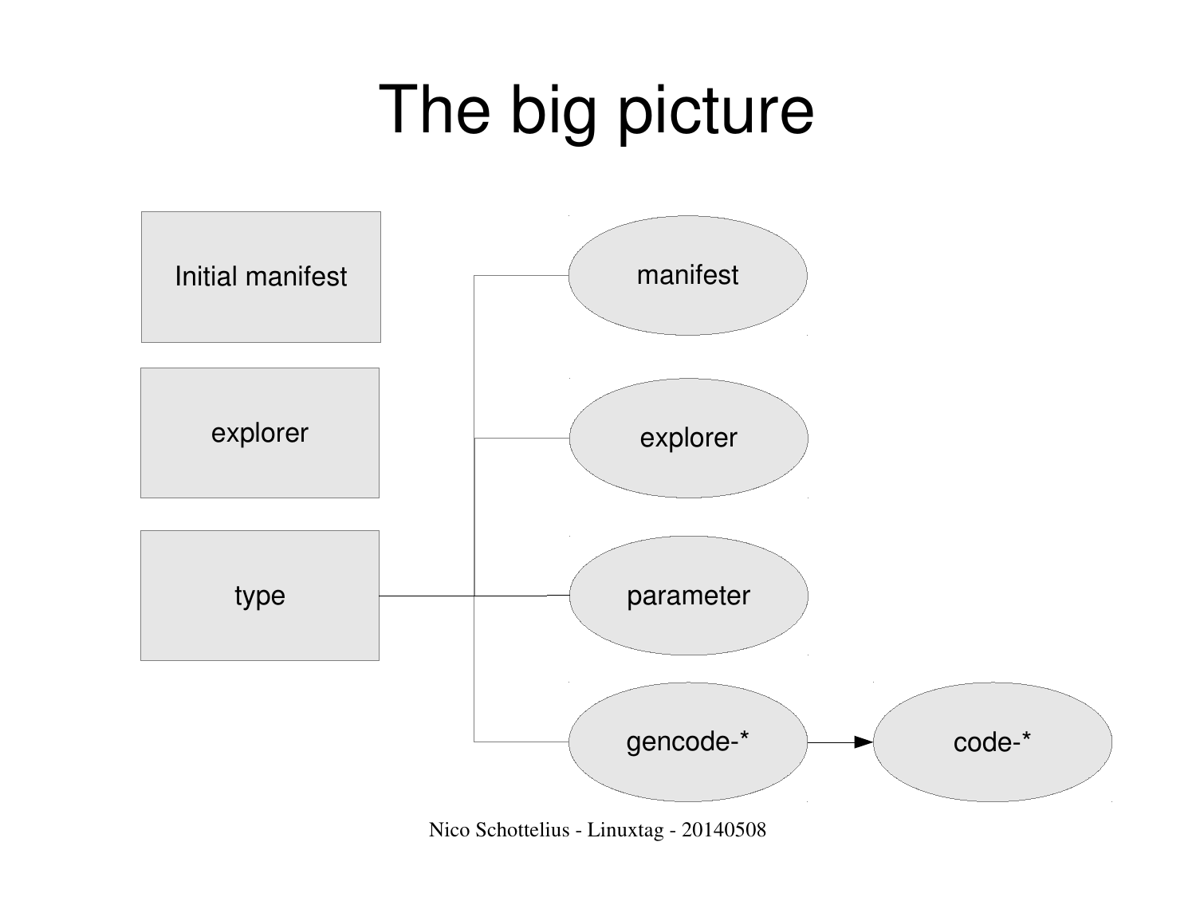# The big picture

Initial manifest

explorer

type

manifest

explorer

parameter

gencode-*

code-*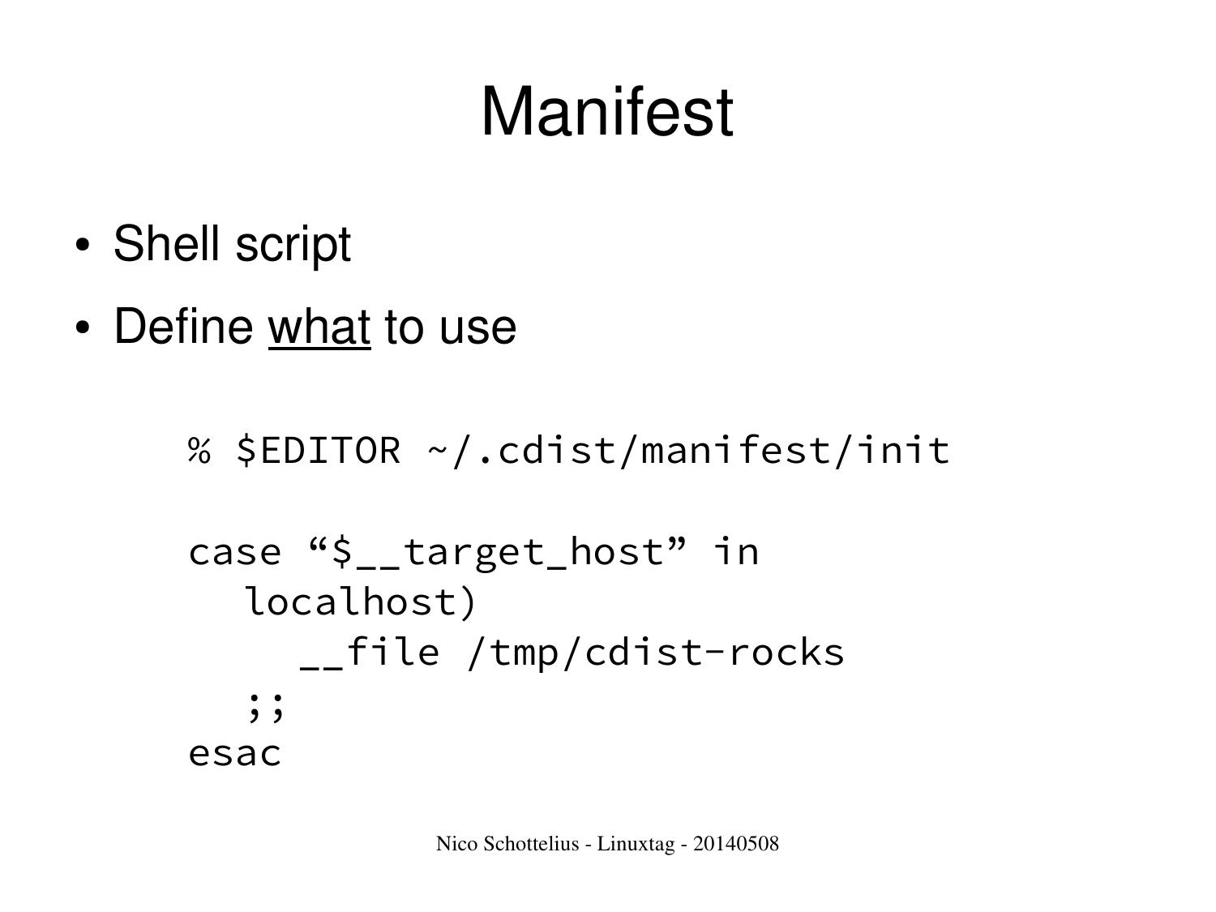# Manifest

- Shell script
- Define <u>what</u> to use

```
% $EDITOR ~/.cdist/manifest/init

case "$__target_host" in
   localhost)
      __file /tmp/cdist-rocks
   ;;
esac
```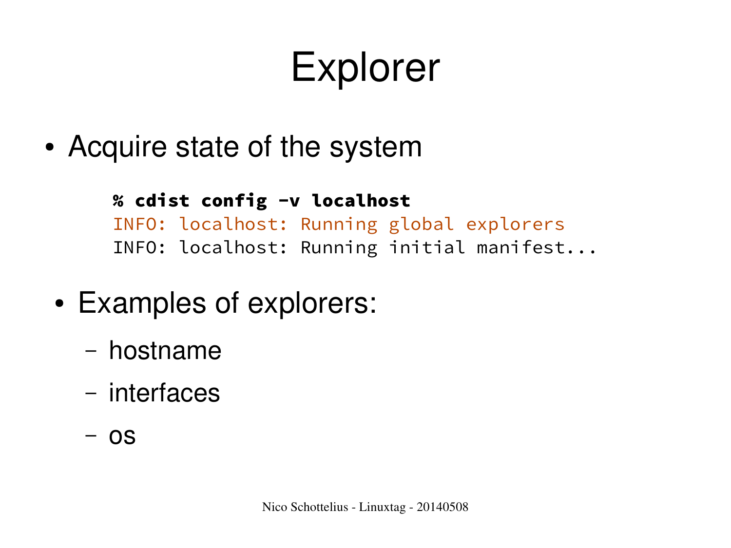# Explorer

- Acquire state of the system

```
% cdist config -v localhost
INFO: localhost: Running global explorers
INFO: localhost: Running initial manifest...
```

- Examples of explorers:
  - hostname
  - interfaces
  - os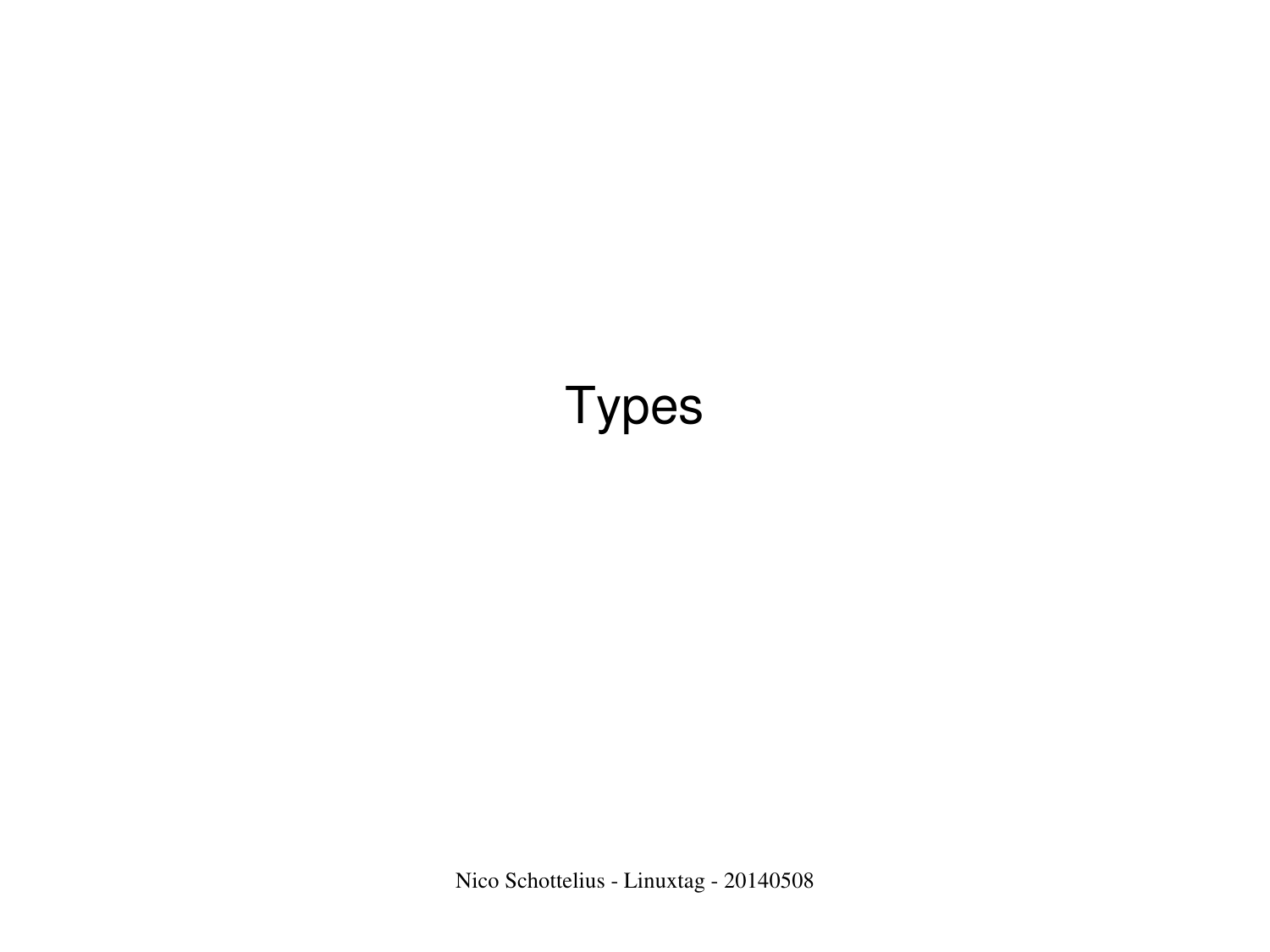# Types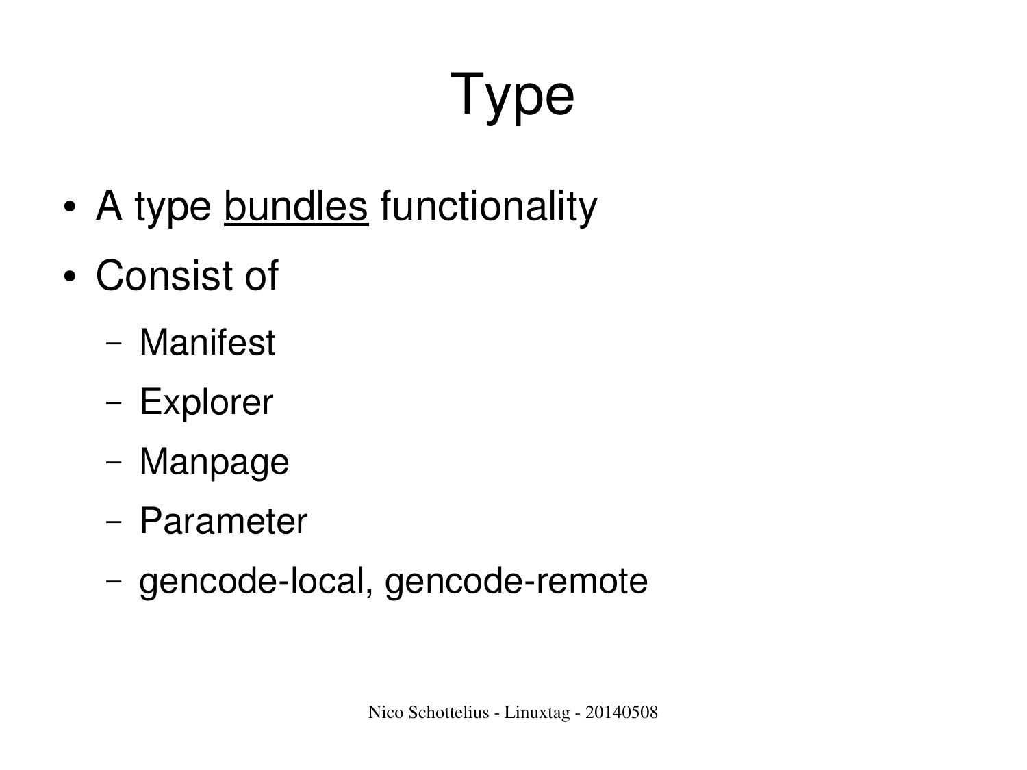# Type

- A type <u>bundles</u> functionality
- Consist of
  - Manifest
  - Explorer
  - Manpage
  - Parameter
  - gencode-local, gencode-remote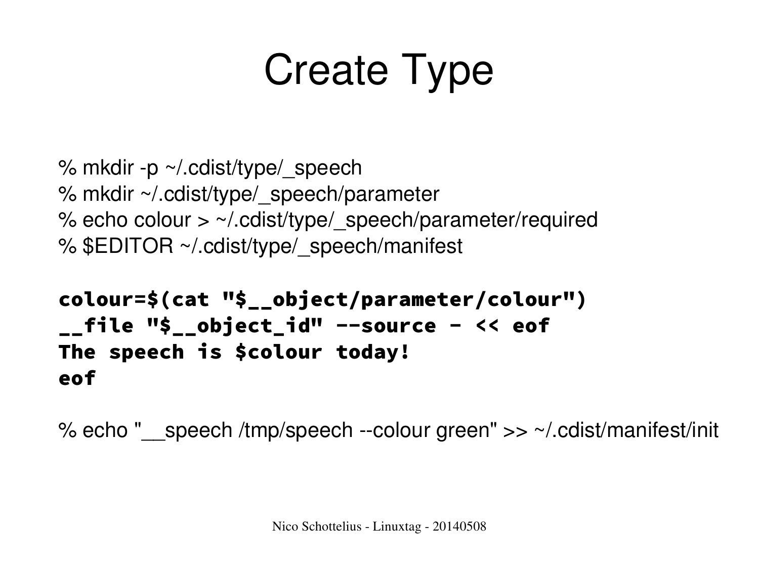# Create Type

```
% mkdir -p ~/.cdist/type/_speech
% mkdir ~/.cdist/type/_speech/parameter
% echo colour > ~/.cdist/type/_speech/parameter/required
% $EDITOR ~/.cdist/type/_speech/manifest
```

```
colour=$(cat "$__object/parameter/colour")
__file "$__object_id" --source - << eof
The speech is $colour today!
eof
```

```
% echo "__speech /tmp/speech --colour green" >> ~/.cdist/manifest/init
```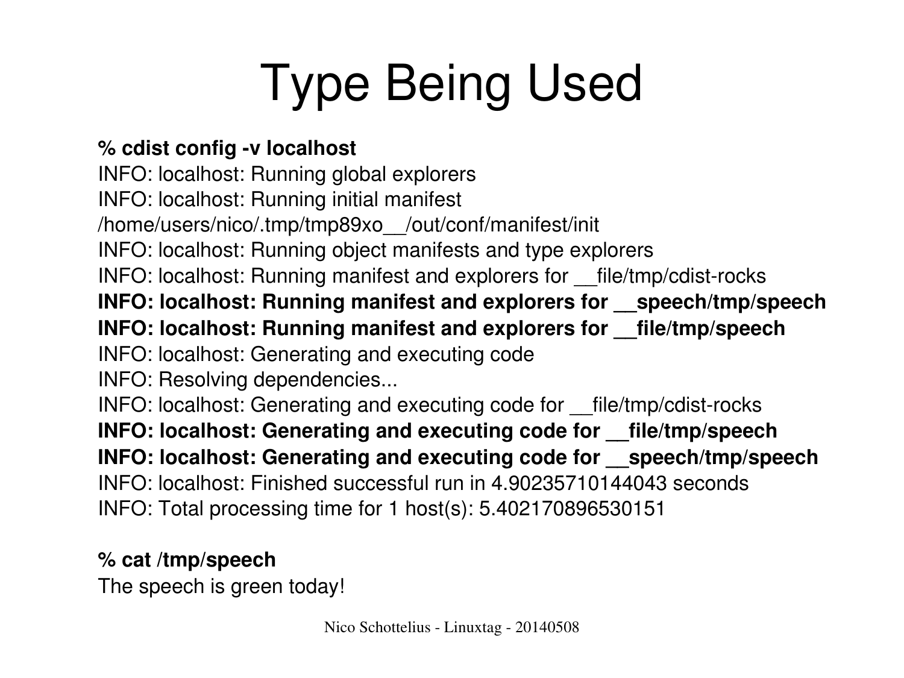# Type Being Used

```
% cdist config -v localhost
INFO: localhost: Running global explorers
INFO: localhost: Running initial manifest
/home/users/nico/.tmp/tmp89xo__/out/conf/manifest/init
INFO: localhost: Running object manifests and type explorers
INFO: localhost: Running manifest and explorers for __file/tmp/cdist-rocks
INFO: localhost: Running manifest and explorers for __speech/tmp/speech
INFO: localhost: Running manifest and explorers for __file/tmp/speech
INFO: localhost: Generating and executing code
INFO: Resolving dependencies...
INFO: localhost: Generating and executing code for __file/tmp/cdist-rocks
INFO: localhost: Generating and executing code for __file/tmp/speech
INFO: localhost: Generating and executing code for __speech/tmp/speech
INFO: localhost: Finished successful run in 4.90235710144043 seconds
INFO: Total processing time for 1 host(s): 5.402170896530151

% cat /tmp/speech
The speech is green today!
```

Nico Schottelius - Linuxtag - 20140508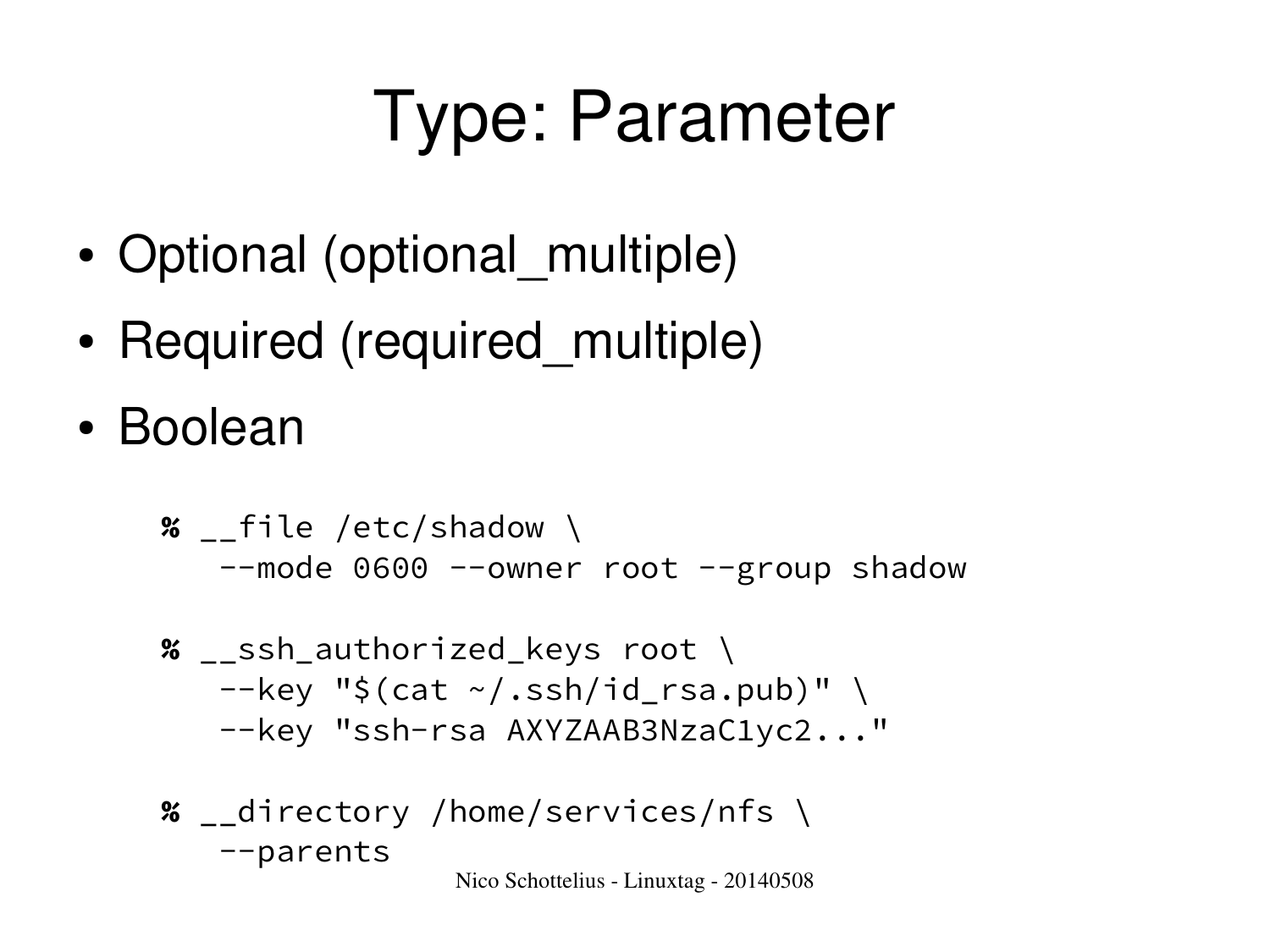# Type: Parameter

- Optional (optional_multiple)
- Required (required_multiple)
- Boolean

```
% __file /etc/shadow \
   --mode 0600 --owner root --group shadow

% __ssh_authorized_keys root \
   --key "$(cat ~/.ssh/id_rsa.pub)" \
   --key "ssh-rsa AXYZAAB3NzaC1yc2..."

% __directory /home/services/nfs \
   --parents
```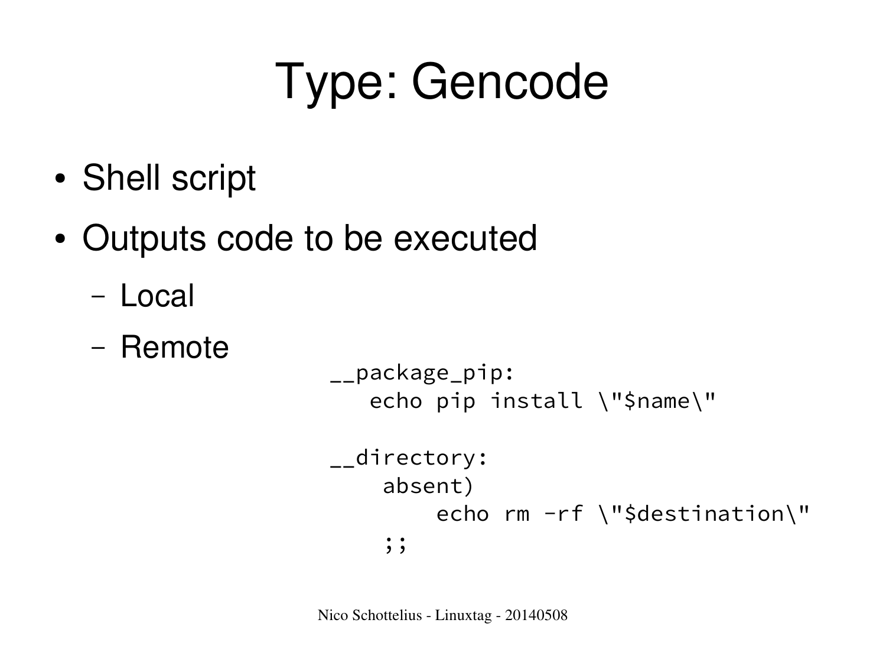# Type: Gencode

- Shell script
- Outputs code to be executed
  - Local
  - Remote

```
__package_pip:
   echo pip install \"$name\"

__directory:
    absent)
        echo rm -rf \"$destination\"
    ;;
```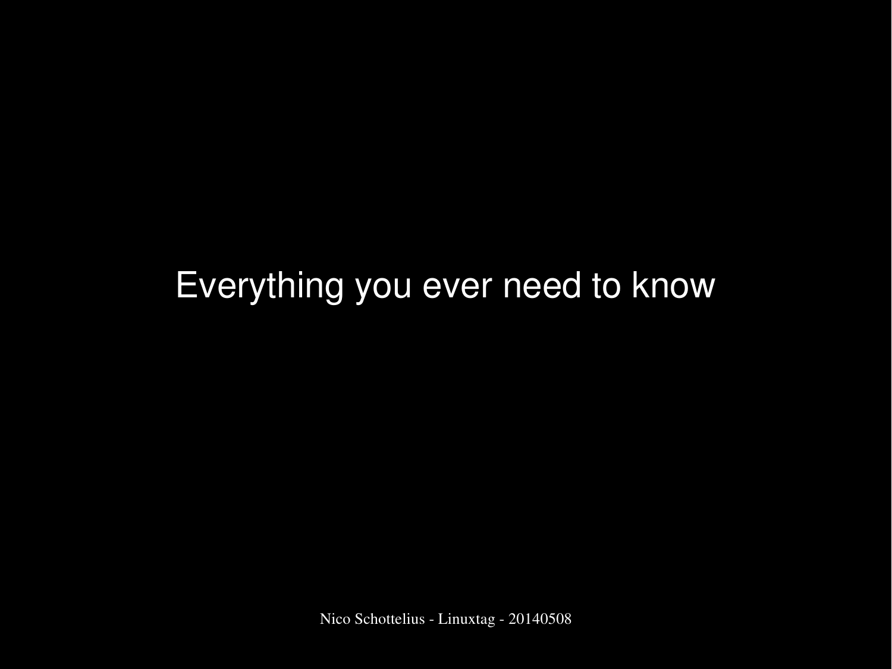# Everything you ever need to know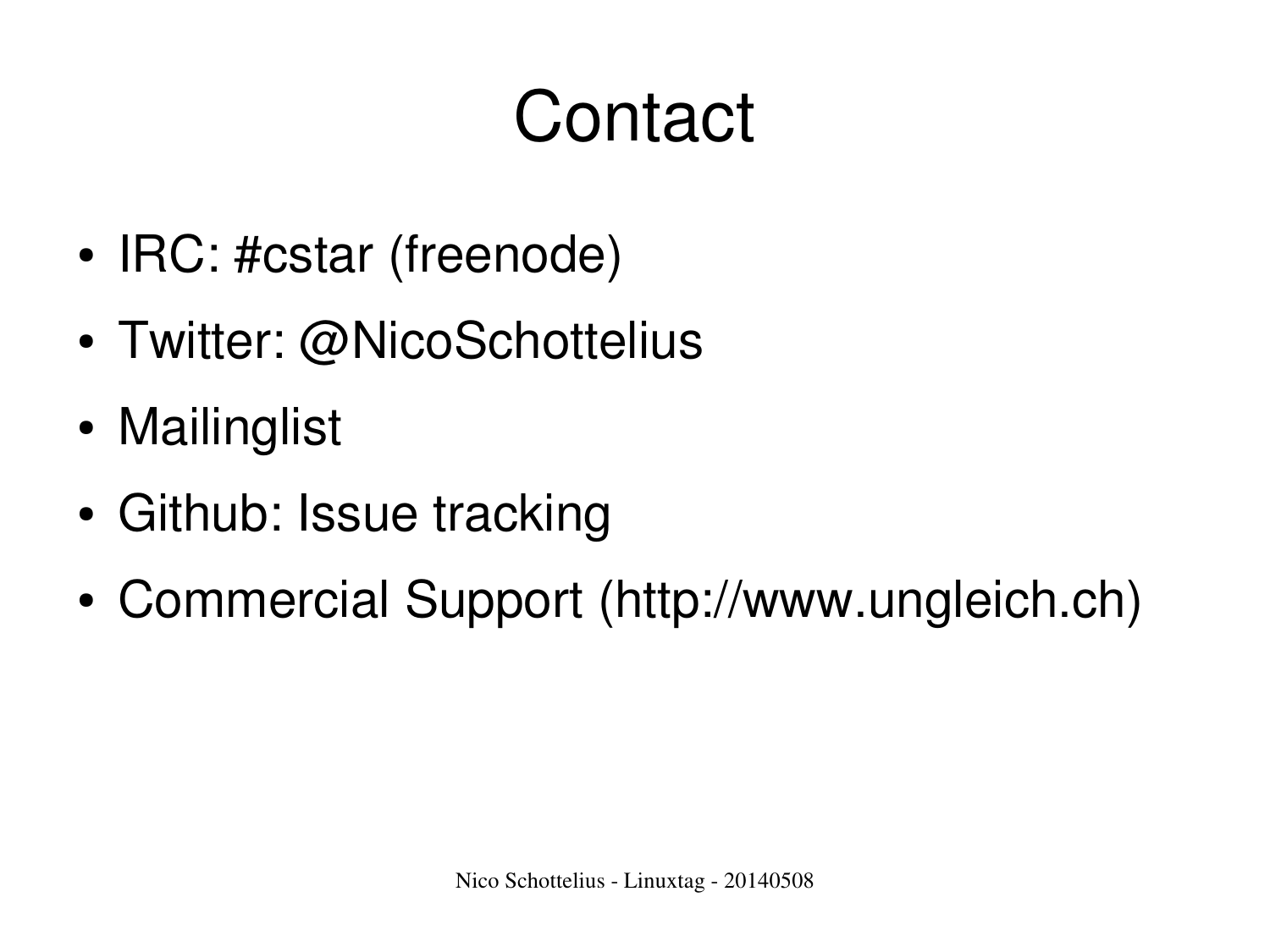# Contact

- IRC: #cstar (freenode)
- Twitter: @NicoSchottelius
- Mailinglist
- Github: Issue tracking
- Commercial Support (http://www.ungleich.ch)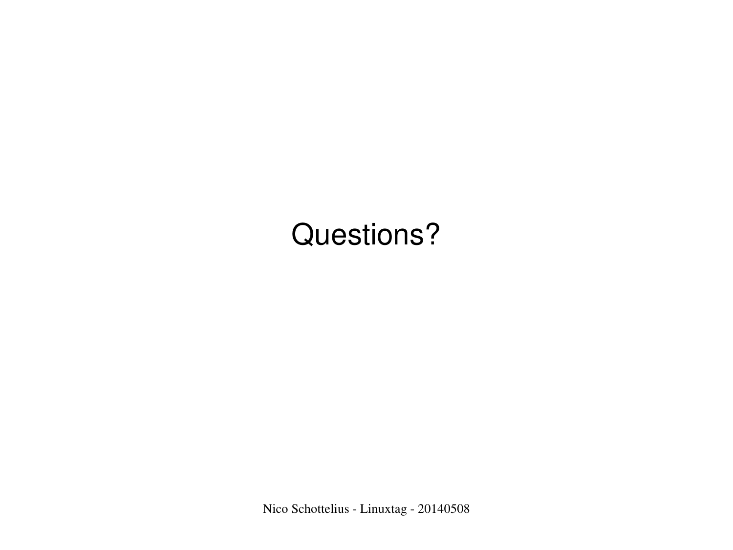Questions?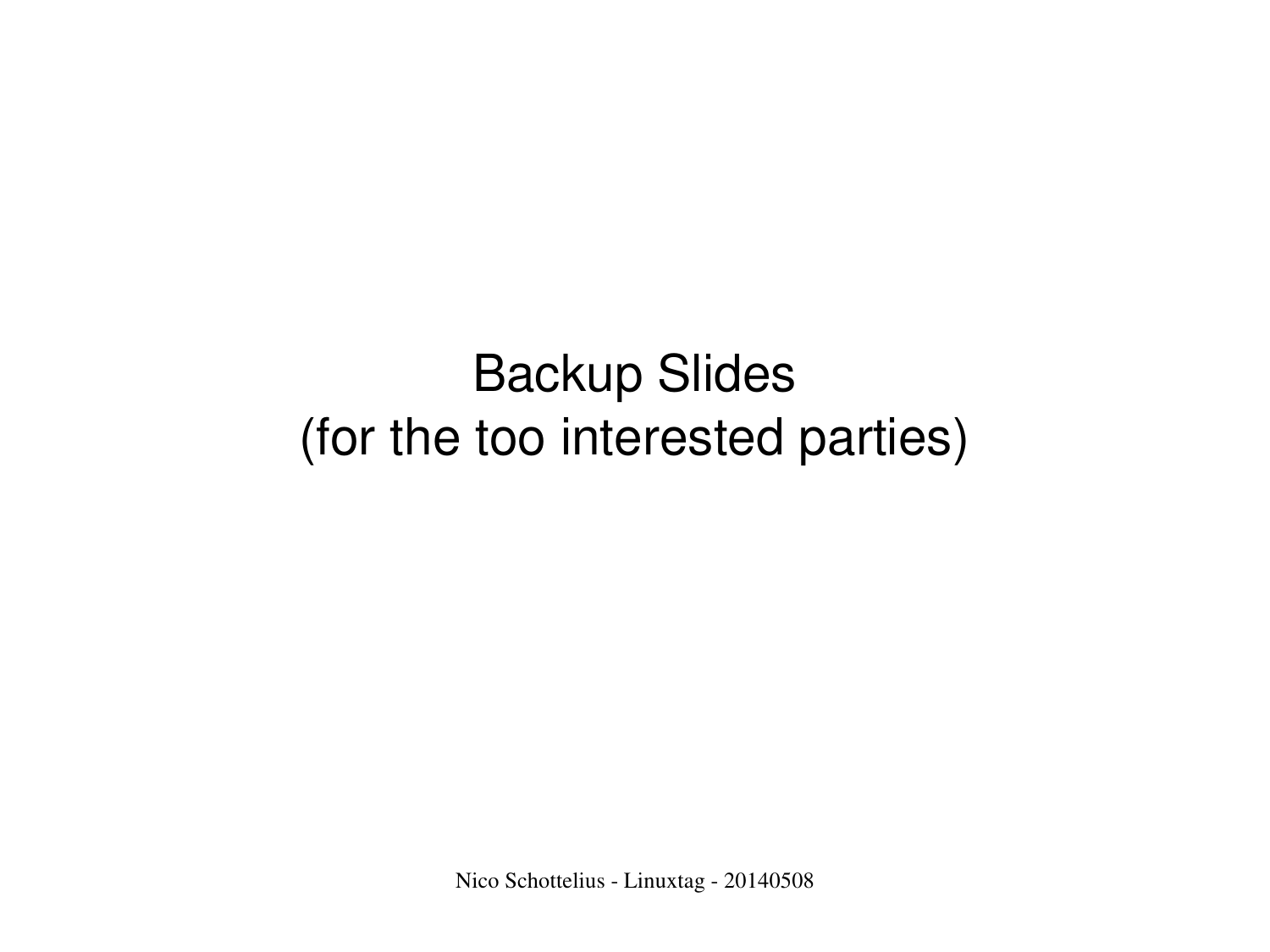# Backup Slides
(for the too interested parties)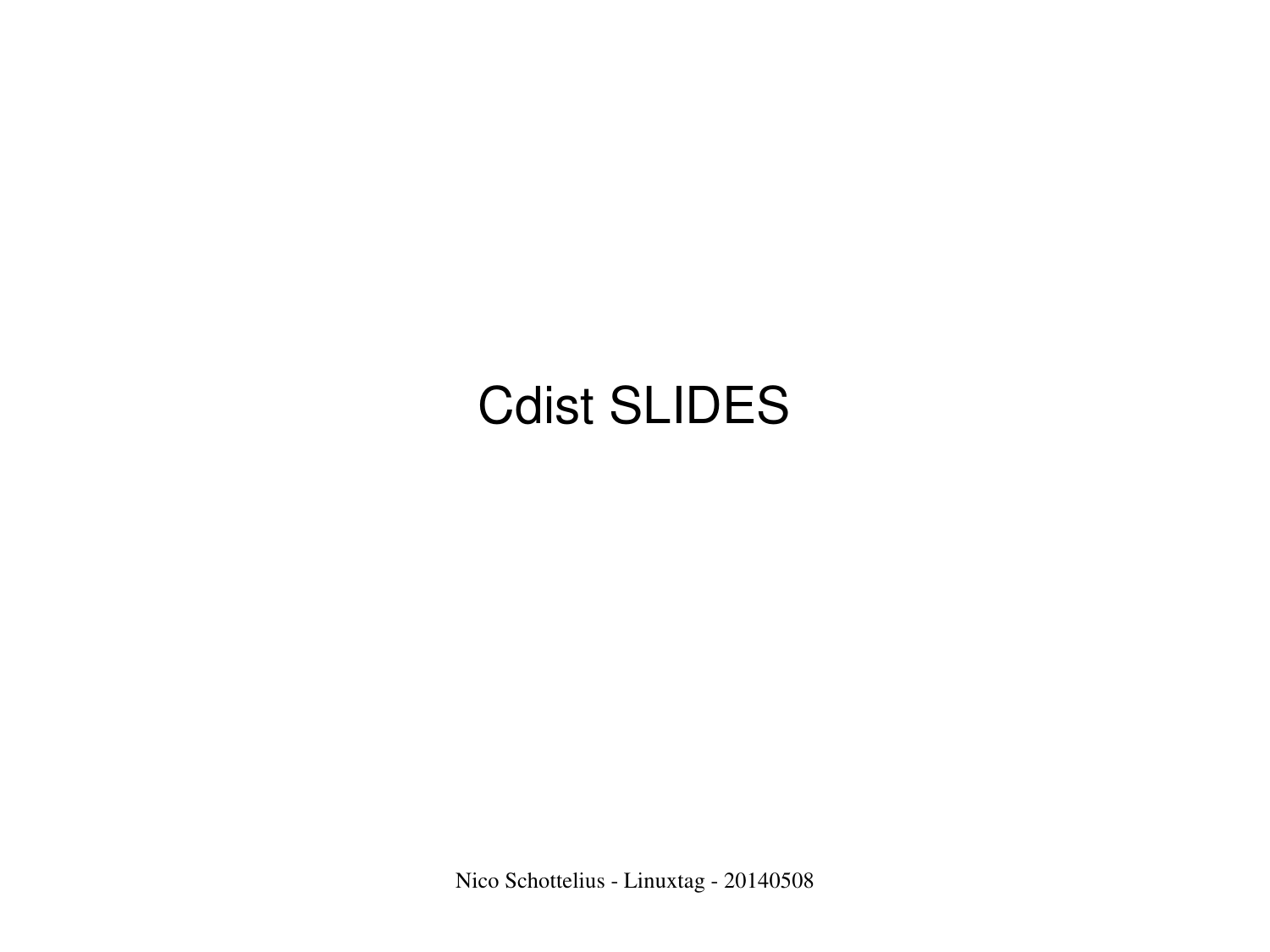# Cdist SLIDES

Nico Schottelius - Linuxtag - 20140508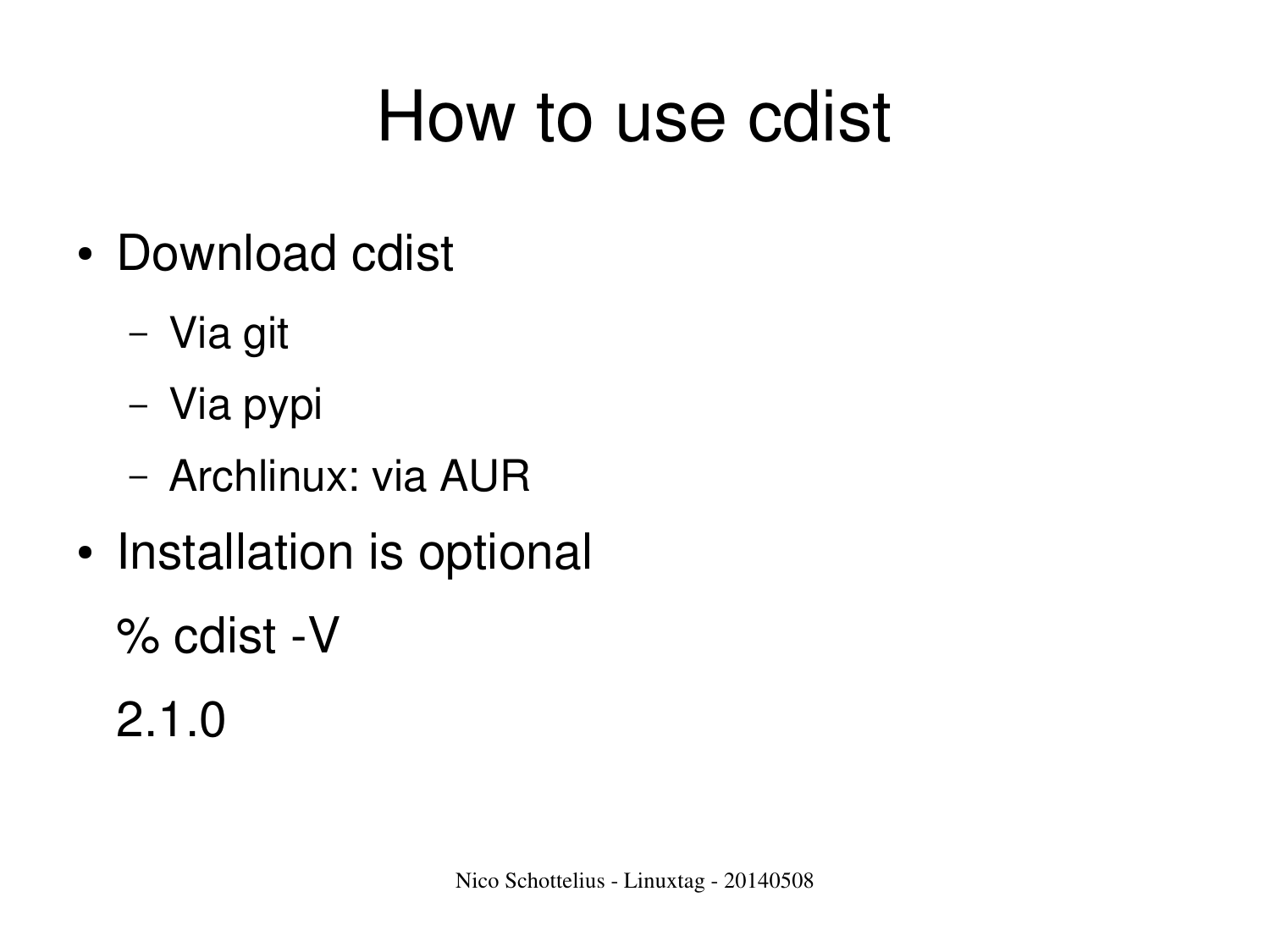# How to use cdist

- Download cdist
  - Via git
  - Via pypi
  - Archlinux: via AUR
- Installation is optional

```
% cdist -V
2.1.0
```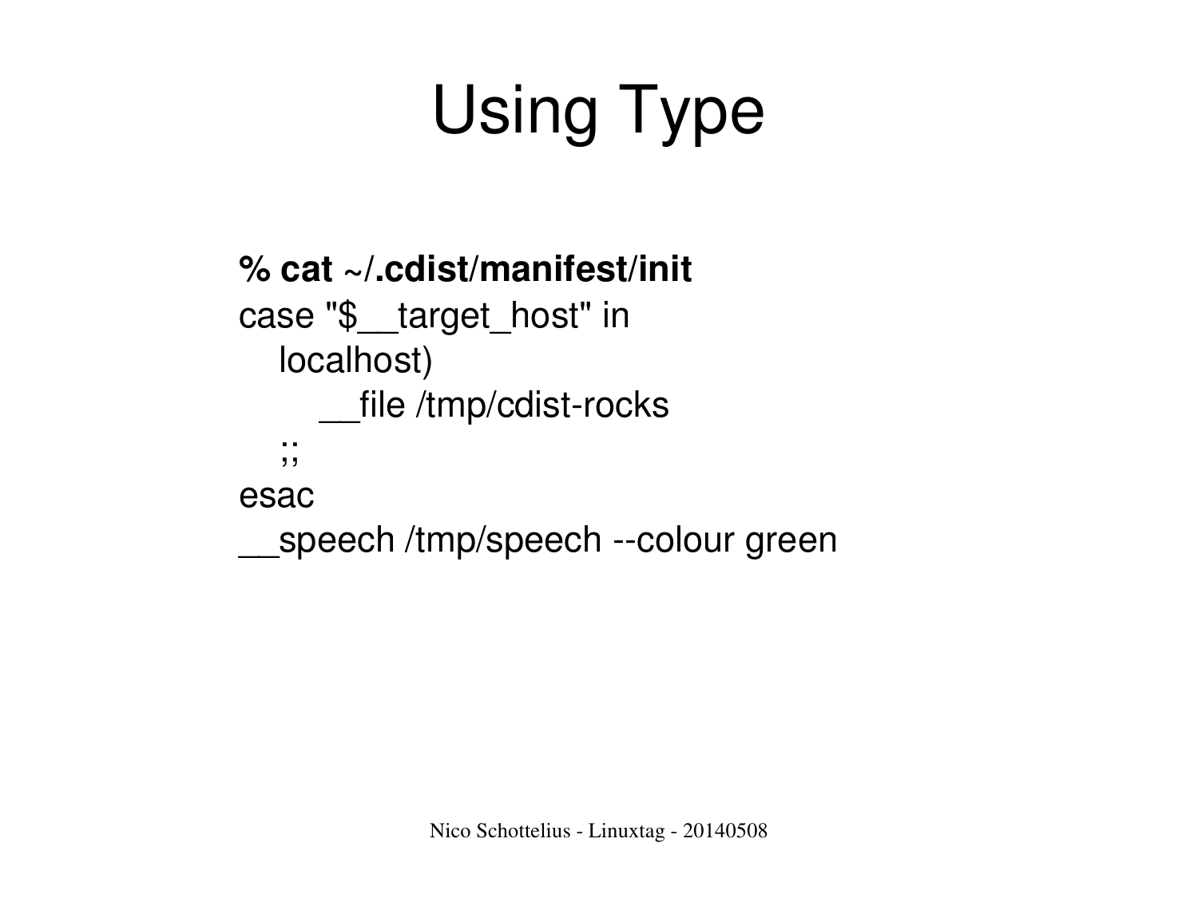# Using Type

```
% cat ~/.cdist/manifest/init
case "$__target_host" in
   localhost)
       __file /tmp/cdist-rocks
   ;;
esac
__speech /tmp/speech --colour green
```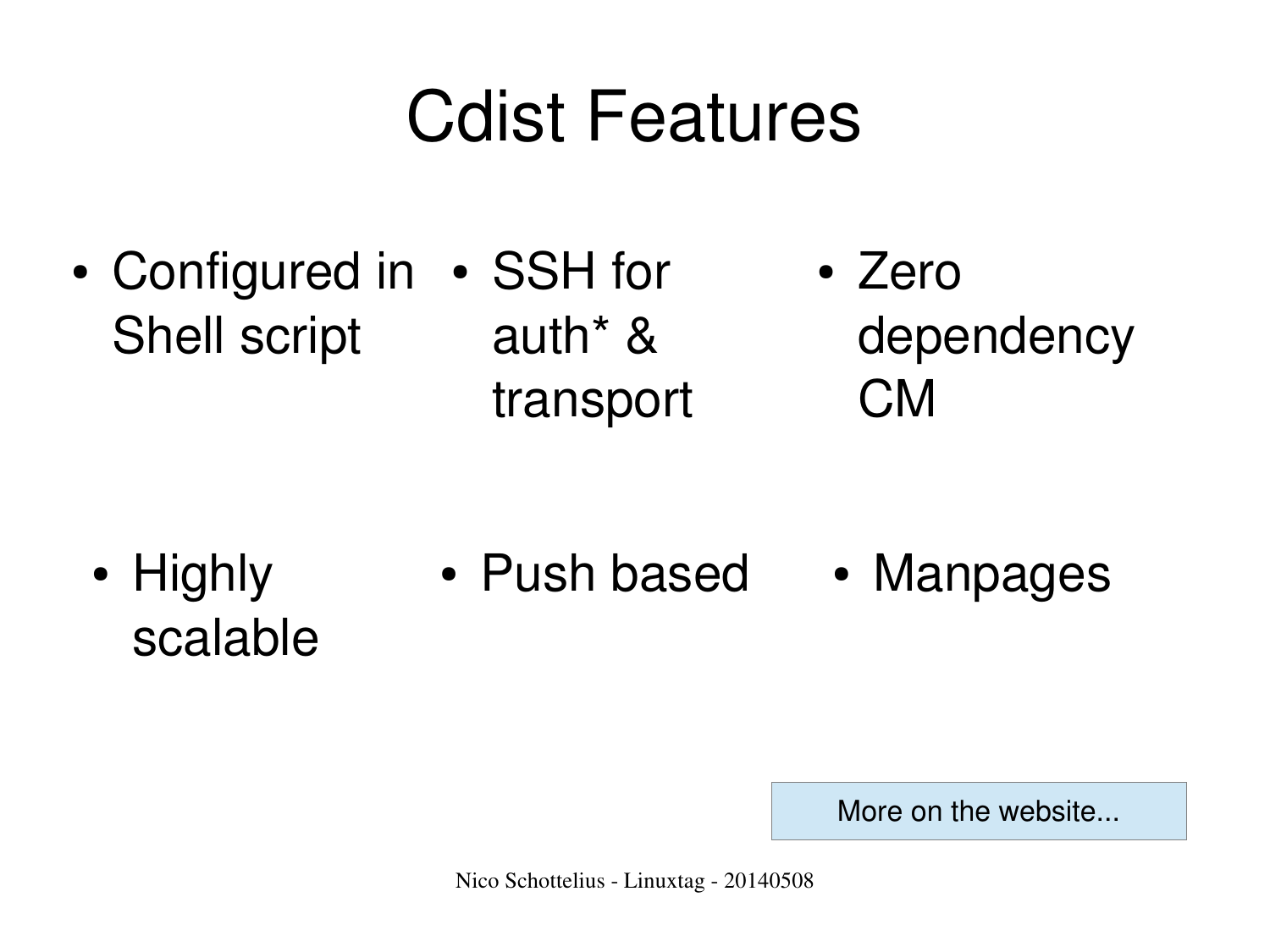# Cdist Features

- Configured in Shell script
- SSH for auth* & transport
- Zero dependency CM
- Highly scalable
- Push based
- Manpages

More on the website...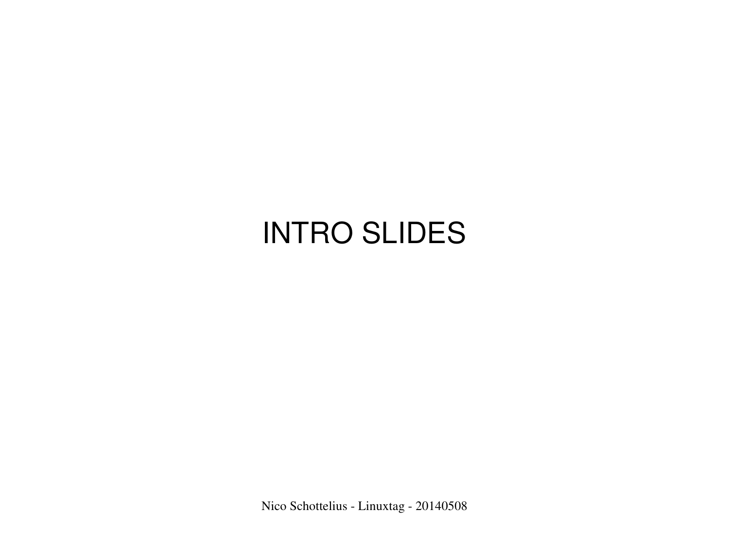# INTRO SLIDES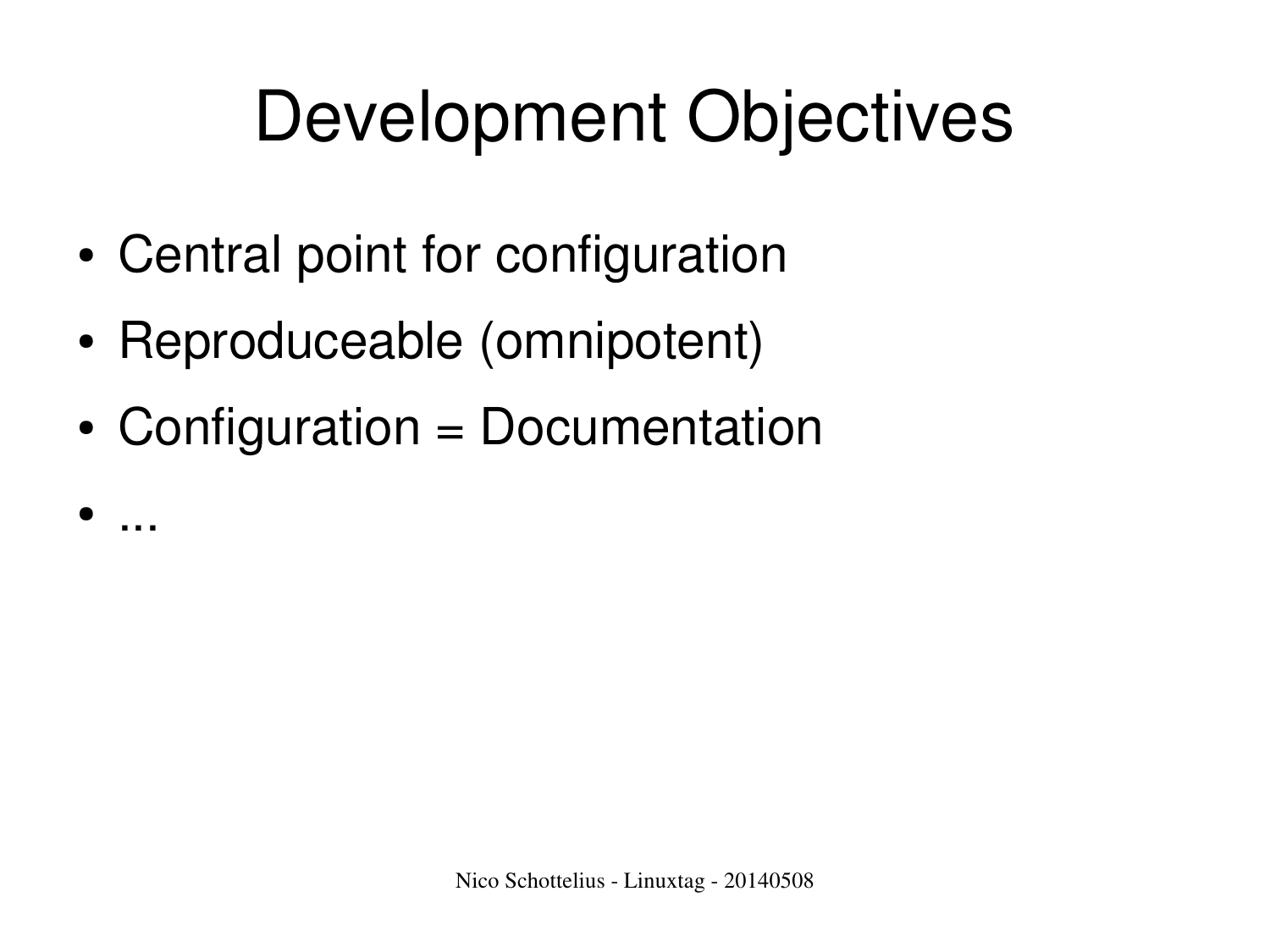# Development Objectives

- Central point for configuration
- Reproduceable (omnipotent)
- Configuration = Documentation
- ...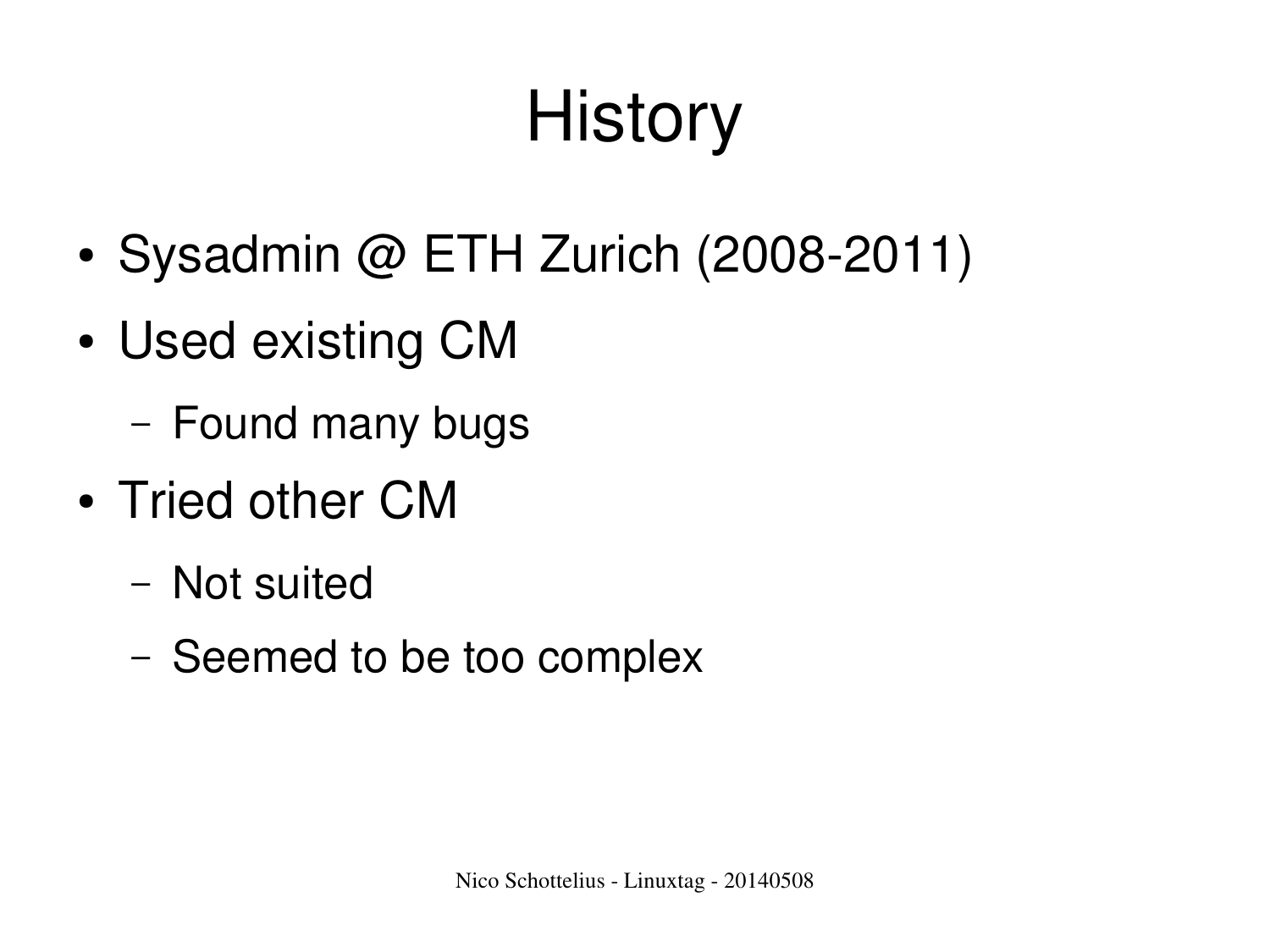# History

- Sysadmin @ ETH Zurich (2008-2011)
- Used existing CM
  - Found many bugs
- Tried other CM
  - Not suited
  - Seemed to be too complex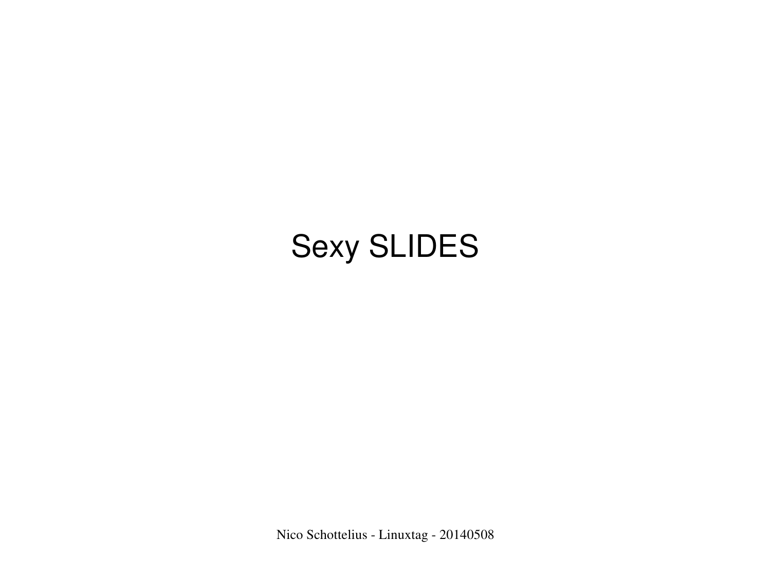# Sexy SLIDES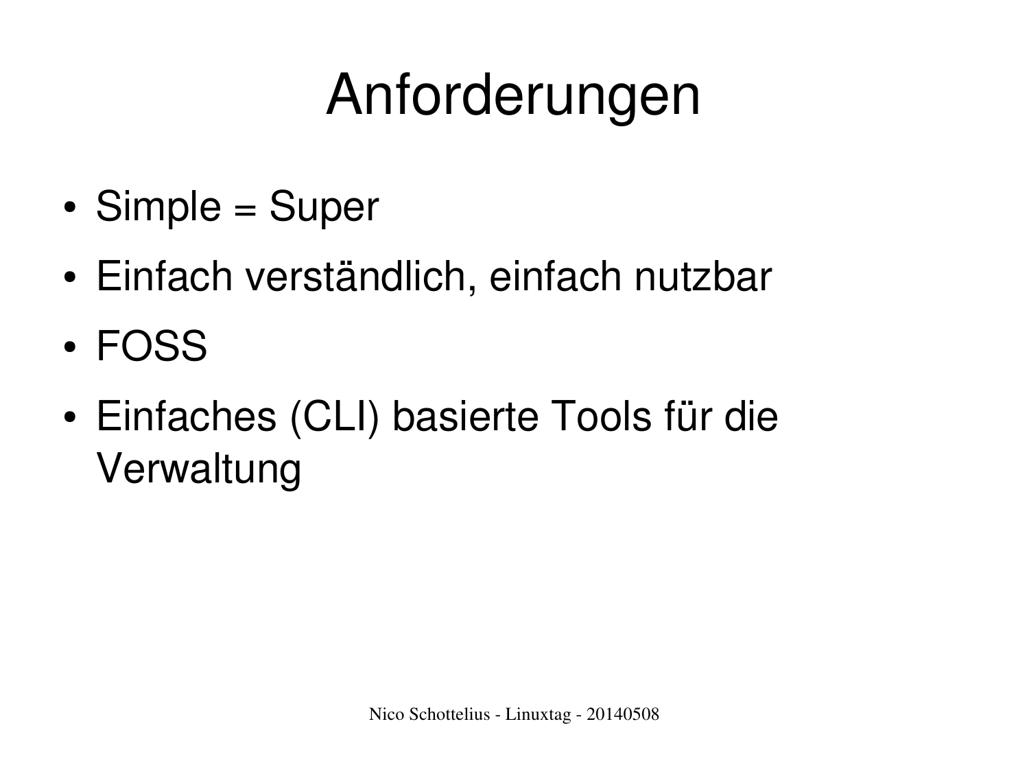# Anforderungen

- Simple = Super
- Einfach verständlich, einfach nutzbar
- FOSS
- Einfaches (CLI) basierte Tools für die Verwaltung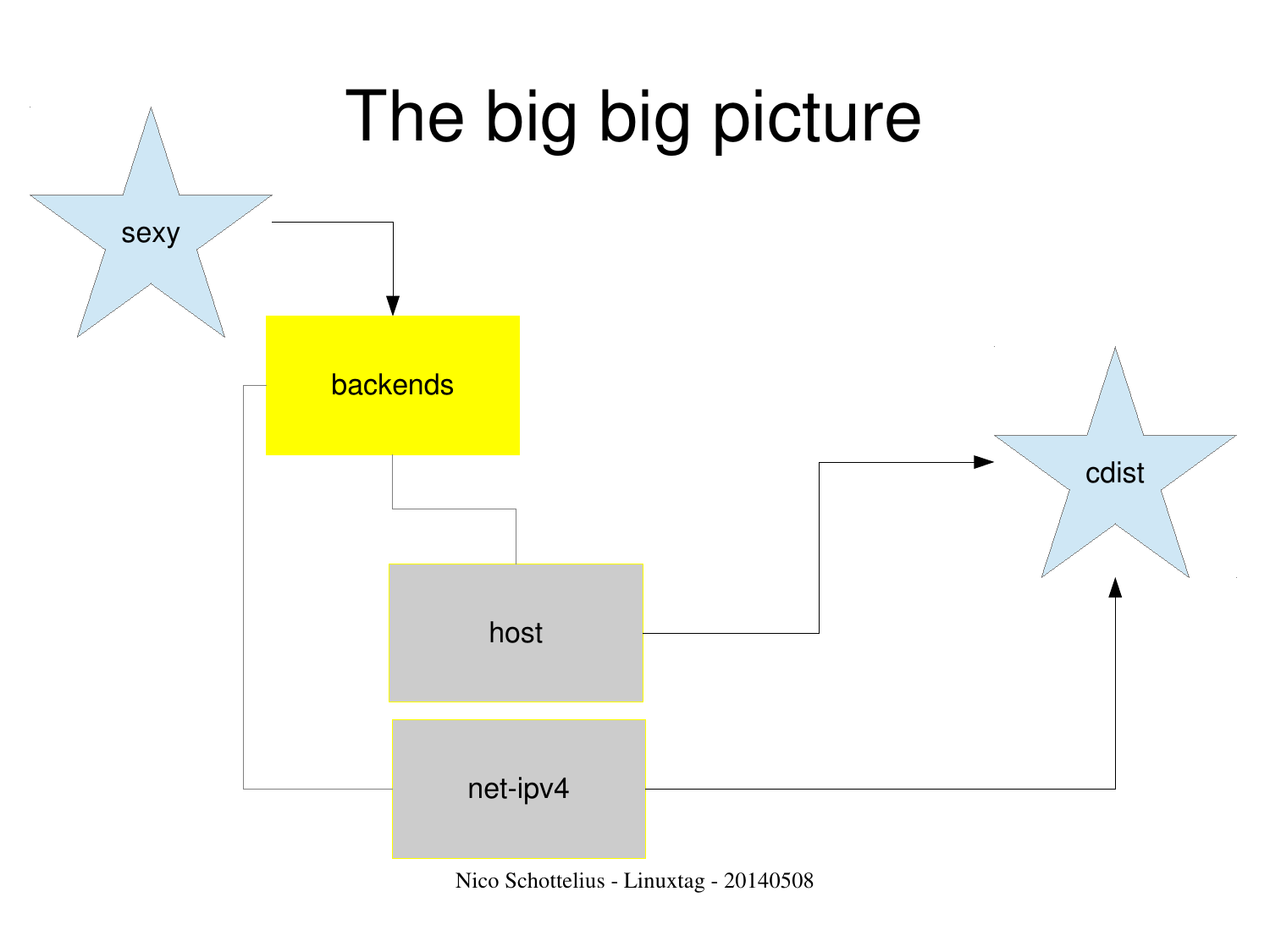# The big big picture

sexy

backends

host

net-ipv4

cdist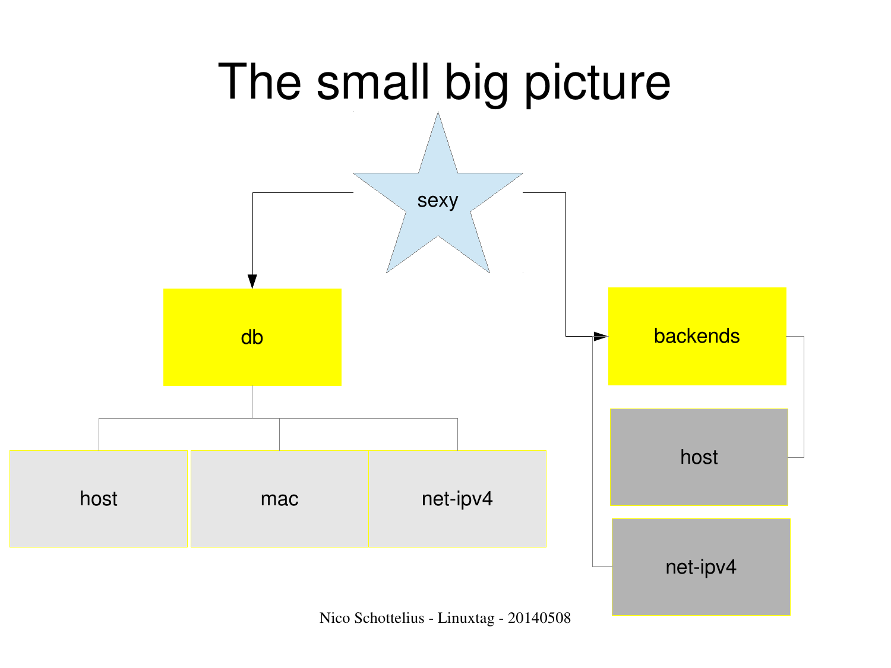# The small big picture

sexy

db

host

mac

net-ipv4

backends

host

net-ipv4

Nico Schottelius - Linuxtag - 20140508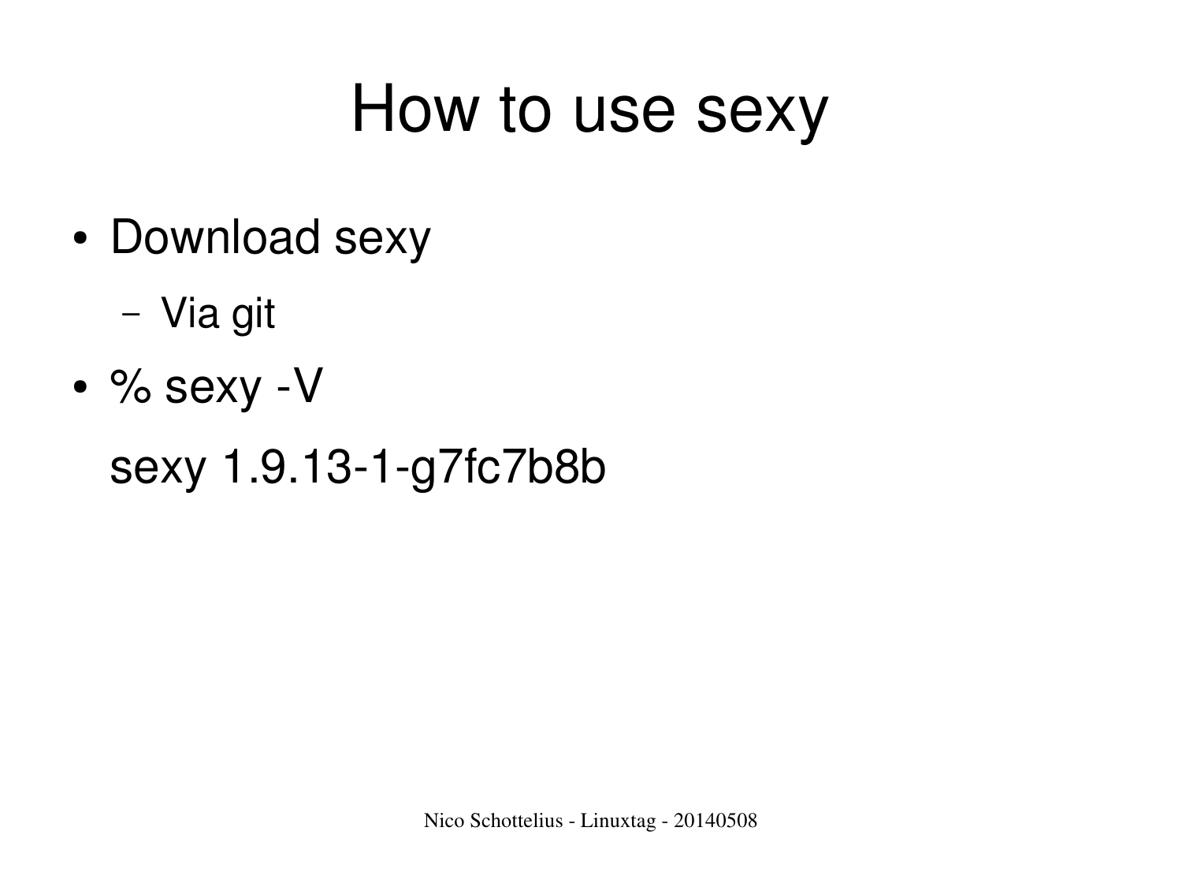# How to use sexy

- Download sexy
  - Via git
- % sexy -V

  sexy 1.9.13-1-g7fc7b8b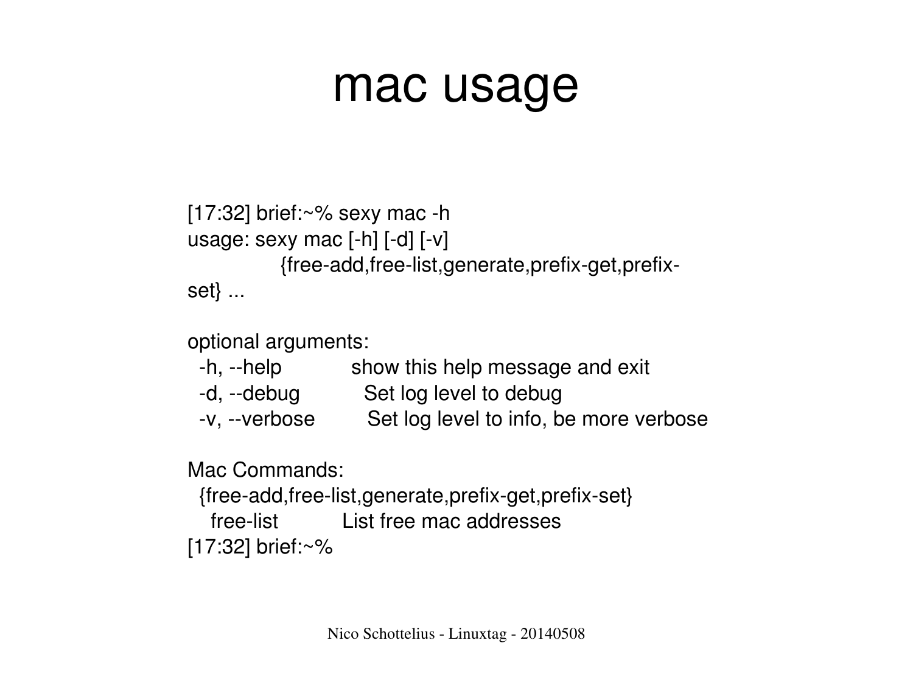# mac usage

```
[17:32] brief:~% sexy mac -h
usage: sexy mac [-h] [-d] [-v]
                {free-add,free-list,generate,prefix-get,prefix-set} ...

optional arguments:
  -h, --help            show this help message and exit
  -d, --debug           Set log level to debug
  -v, --verbose         Set log level to info, be more verbose

Mac Commands:
  {free-add,free-list,generate,prefix-get,prefix-set}
    free-list           List free mac addresses
[17:32] brief:~%
```

Nico Schottelius - Linuxtag - 20140508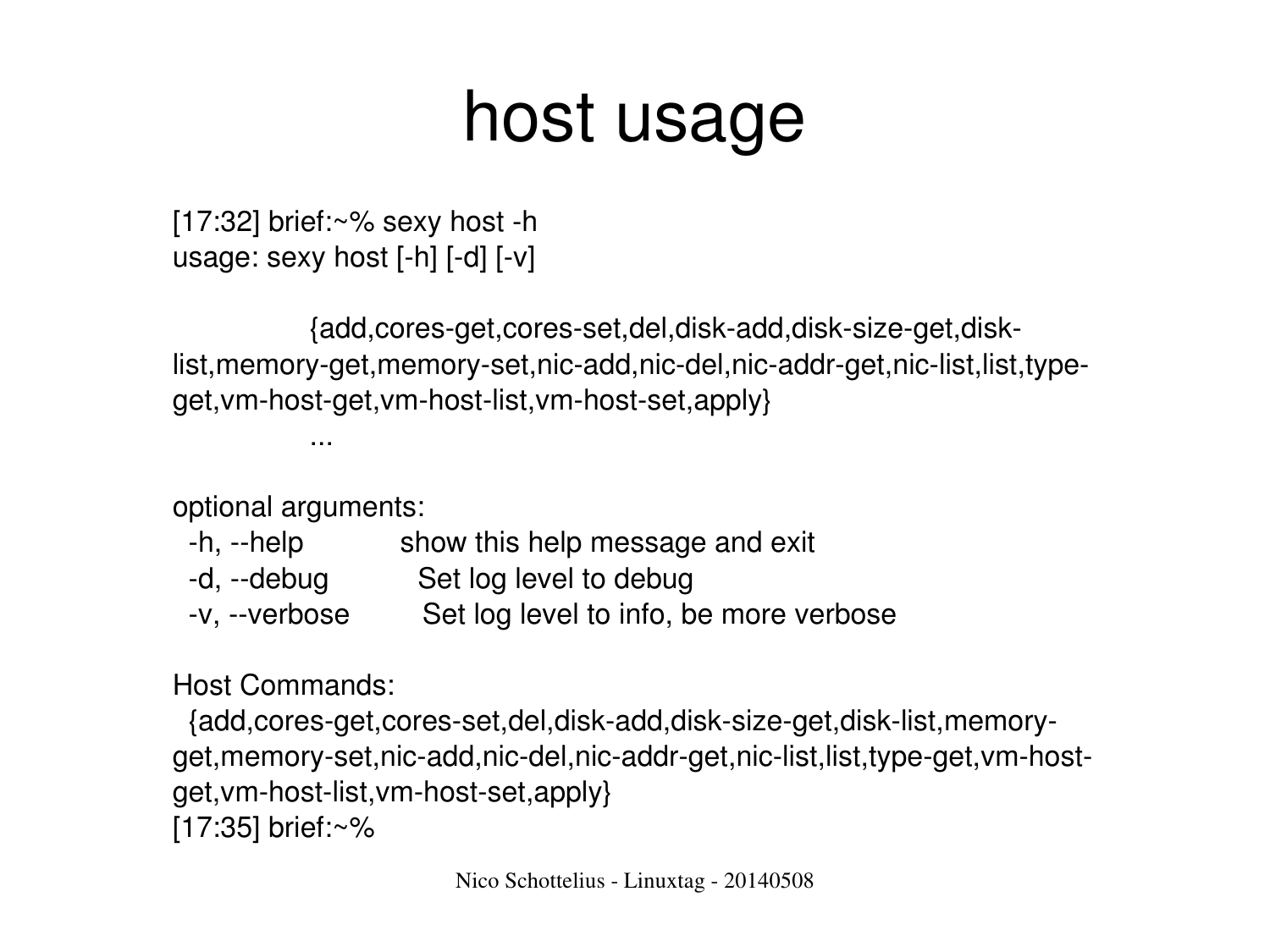# host usage

```
[17:32] brief:~% sexy host -h
usage: sexy host [-h] [-d] [-v]

                {add,cores-get,cores-set,del,disk-add,disk-size-get,disk-list,memory-get,memory-set,nic-add,nic-del,nic-addr-get,nic-list,list,type-get,vm-host-get,vm-host-list,vm-host-set,apply}
                ...

optional arguments:
  -h, --help            show this help message and exit
  -d, --debug           Set log level to debug
  -v, --verbose         Set log level to info, be more verbose

Host Commands:
  {add,cores-get,cores-set,del,disk-add,disk-size-get,disk-list,memory-get,memory-set,nic-add,nic-del,nic-addr-get,nic-list,list,type-get,vm-host-get,vm-host-list,vm-host-set,apply}
[17:35] brief:~%
```

Nico Schottelius - Linuxtag - 20140508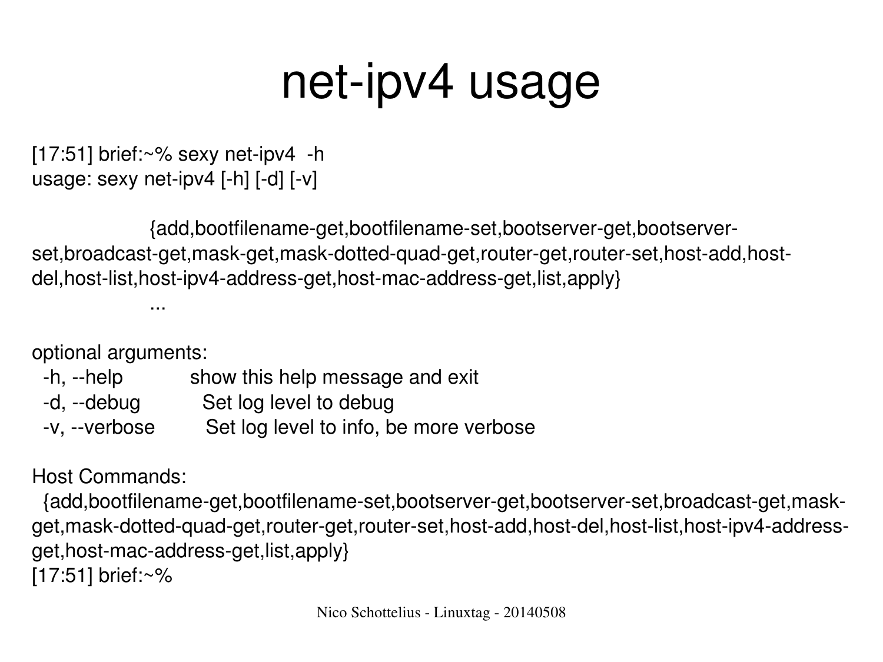# net-ipv4 usage

```
[17:51] brief:~% sexy net-ipv4  -h
usage: sexy net-ipv4 [-h] [-d] [-v]

                  {add,bootfilename-get,bootfilename-set,bootserver-get,bootserver-set,broadcast-get,mask-get,mask-dotted-quad-get,router-get,router-set,host-add,host-del,host-list,host-ipv4-address-get,host-mac-address-get,list,apply}
                  ...

optional arguments:
  -h, --help            show this help message and exit
  -d, --debug           Set log level to debug
  -v, --verbose         Set log level to info, be more verbose

Host Commands:
  {add,bootfilename-get,bootfilename-set,bootserver-get,bootserver-set,broadcast-get,mask-get,mask-dotted-quad-get,router-get,router-set,host-add,host-del,host-list,host-ipv4-address-get,host-mac-address-get,list,apply}
[17:51] brief:~%
```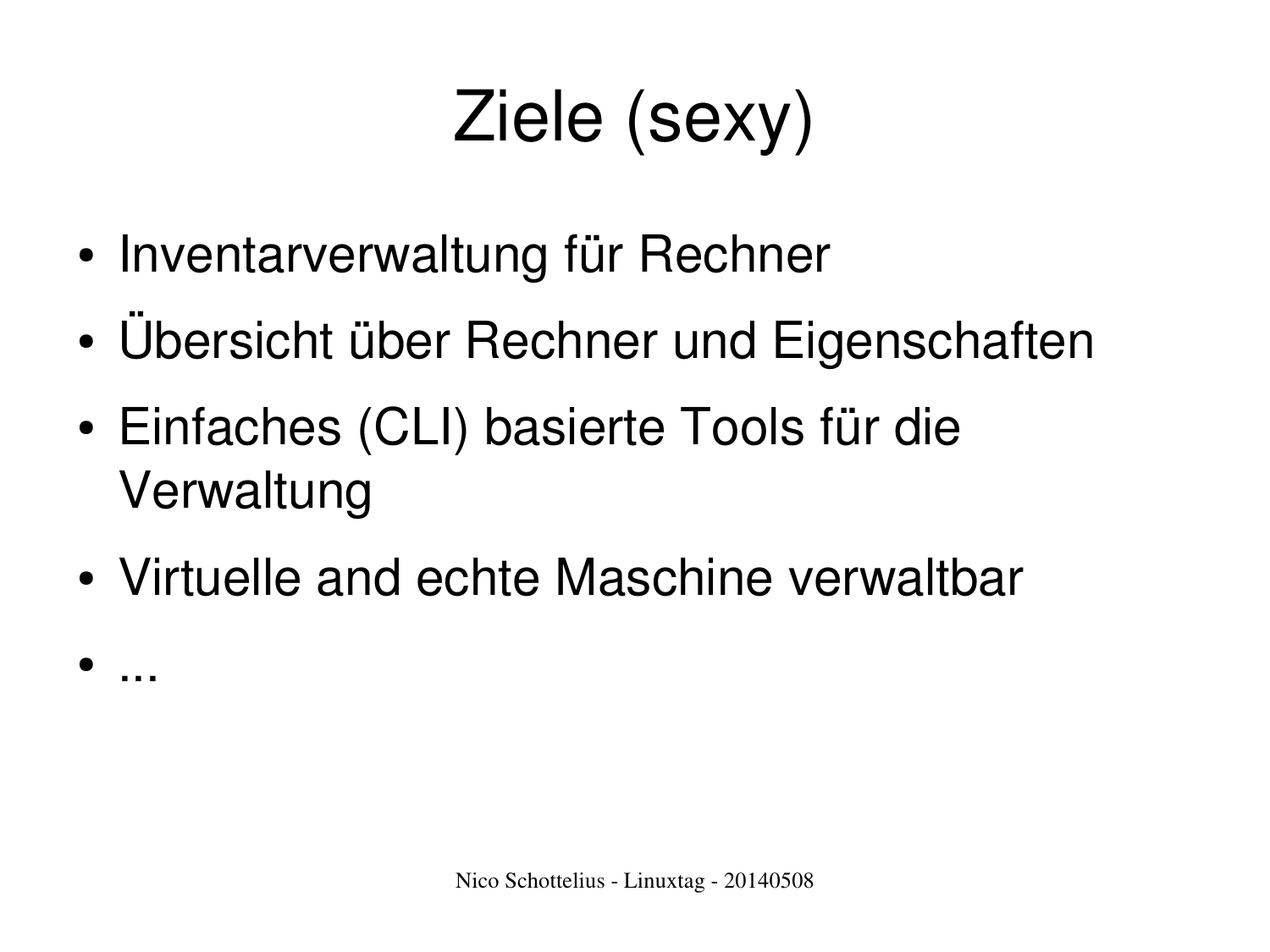# Ziele (sexy)

- Inventarverwaltung für Rechner
- Übersicht über Rechner und Eigenschaften
- Einfaches (CLI) basierte Tools für die Verwaltung
- Virtuelle and echte Maschine verwaltbar
- ...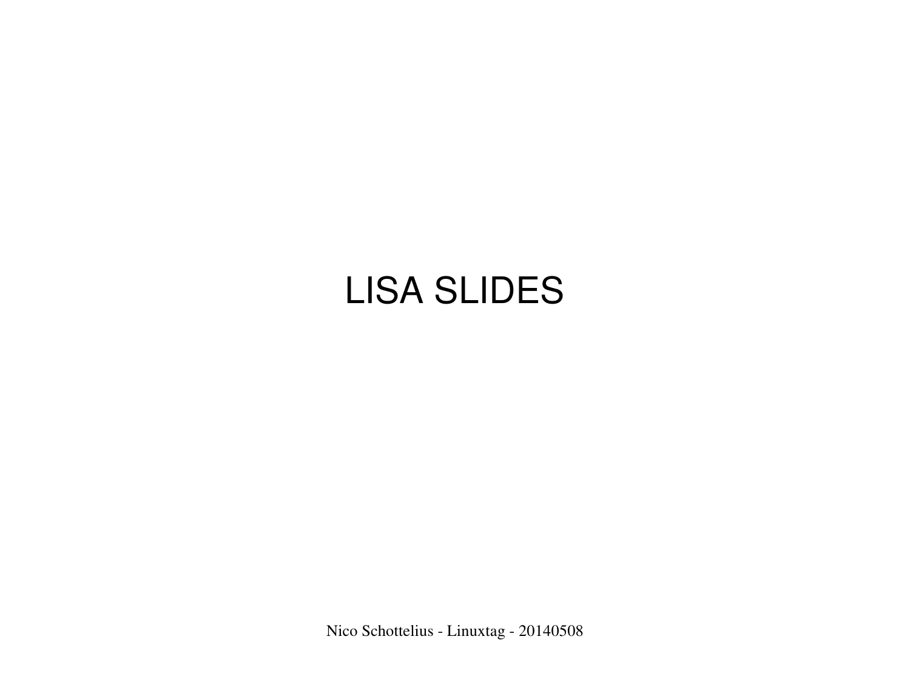# LISA SLIDES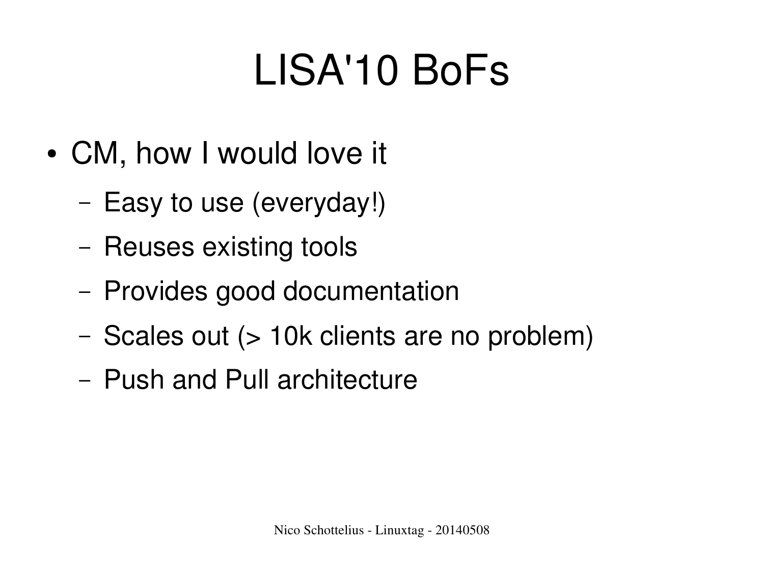# LISA'10 BoFs

- CM, how I would love it
  - Easy to use (everyday!)
  - Reuses existing tools
  - Provides good documentation
  - Scales out (> 10k clients are no problem)
  - Push and Pull architecture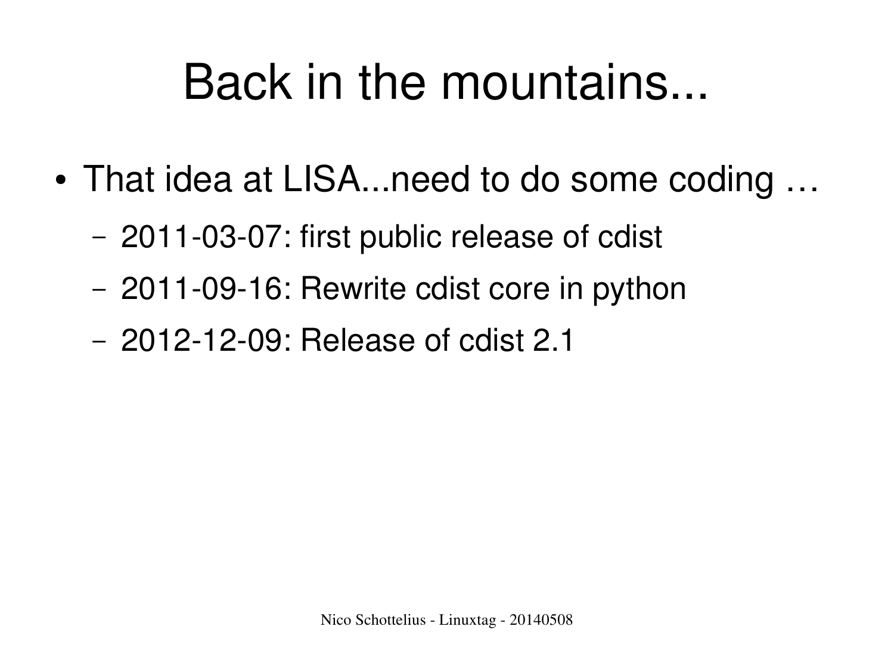# Back in the mountains...

- That idea at LISA...need to do some coding …
  - 2011-03-07: first public release of cdist
  - 2011-09-16: Rewrite cdist core in python
  - 2012-12-09: Release of cdist 2.1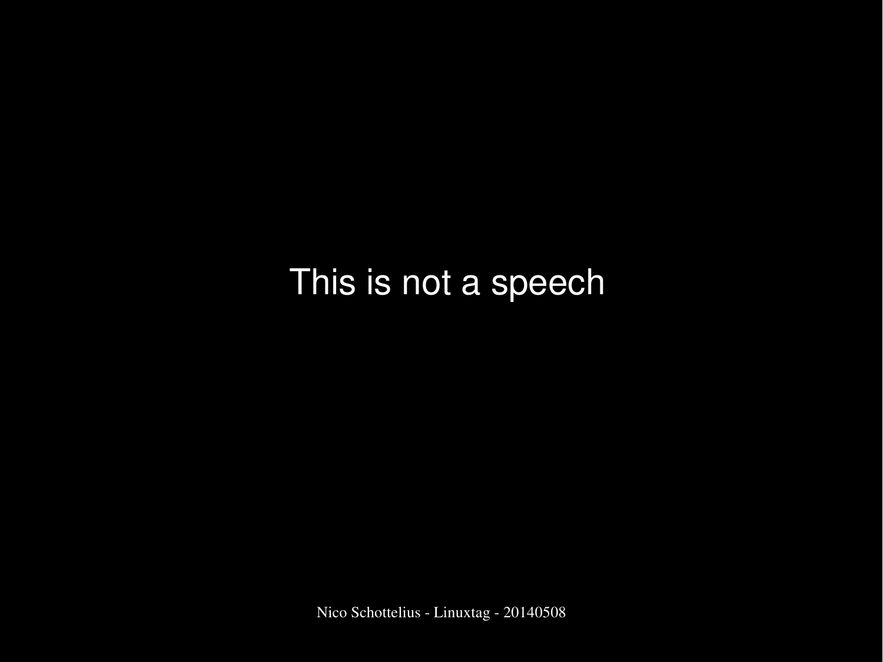This is not a speech